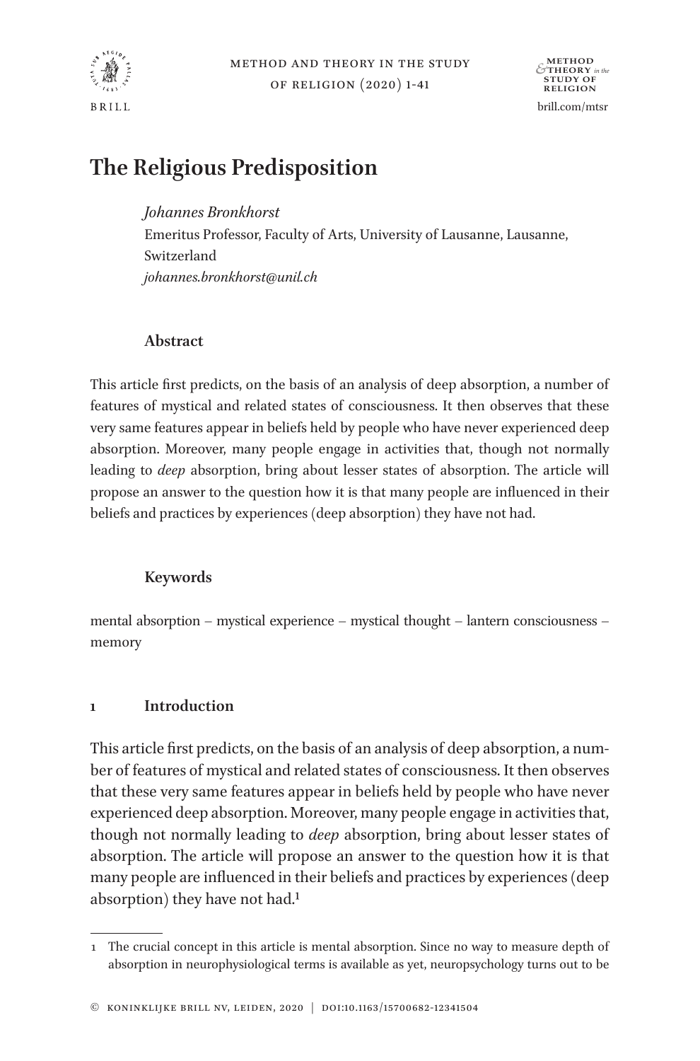# The Religious Predisposition

*Johannes Bronkhorst*
Emeritus Professor, Faculty of Arts, University of Lausanne, Lausanne, Switzerland
*johannes.bronkhorst@unil.ch*

## Abstract

This article first predicts, on the basis of an analysis of deep absorption, a number of features of mystical and related states of consciousness. It then observes that these very same features appear in beliefs held by people who have never experienced deep absorption. Moreover, many people engage in activities that, though not normally leading to *deep* absorption, bring about lesser states of absorption. The article will propose an answer to the question how it is that many people are influenced in their beliefs and practices by experiences (deep absorption) they have not had.

## Keywords

mental absorption – mystical experience – mystical thought – lantern consciousness – memory

## 1 Introduction

This article first predicts, on the basis of an analysis of deep absorption, a number of features of mystical and related states of consciousness. It then observes that these very same features appear in beliefs held by people who have never experienced deep absorption. Moreover, many people engage in activities that, though not normally leading to *deep* absorption, bring about lesser states of absorption. The article will propose an answer to the question how it is that many people are influenced in their beliefs and practices by experiences (deep absorption) they have not had.[1]

---

1 The crucial concept in this article is mental absorption. Since no way to measure depth of absorption in neurophysiological terms is available as yet, neuropsychology turns out to be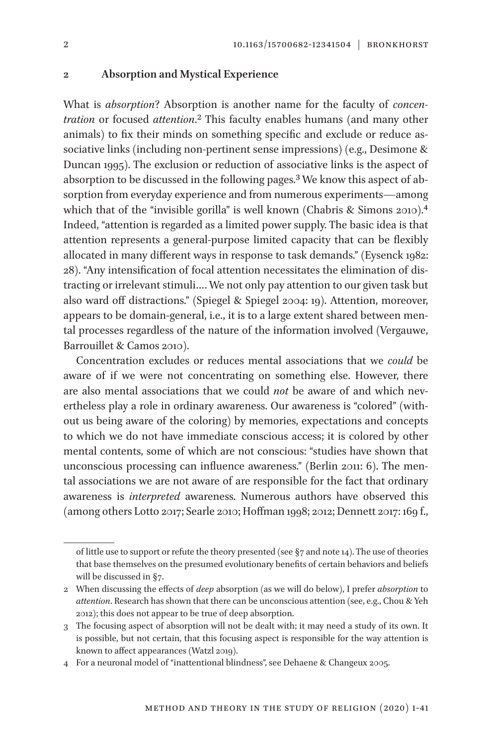of little use to support or refute the theory presented (see §7 and note 14). The use of theories that base themselves on the presumed evolutionary benefits of certain behaviors and beliefs will be discussed in §7.

## 2 Absorption and Mystical Experience

What is *absorption*? Absorption is another name for the faculty of *concentration* or focused *attention*.[2] This faculty enables humans (and many other animals) to fix their minds on something specific and exclude or reduce associative links (including non-pertinent sense impressions) (e.g., Desimone & Duncan 1995). The exclusion or reduction of associative links is the aspect of absorption to be discussed in the following pages.[3] We know this aspect of absorption from everyday experience and from numerous experiments—among which that of the "invisible gorilla" is well known (Chabris & Simons 2010).[4] Indeed, "attention is regarded as a limited power supply. The basic idea is that attention represents a general-purpose limited capacity that can be flexibly allocated in many different ways in response to task demands." (Eysenck 1982: 28). "Any intensification of focal attention necessitates the elimination of distracting or irrelevant stimuli.... We not only pay attention to our given task but also ward off distractions." (Spiegel & Spiegel 2004: 19). Attention, moreover, appears to be domain-general, i.e., it is to a large extent shared between mental processes regardless of the nature of the information involved (Vergauwe, Barrouillet & Camos 2010).

Concentration excludes or reduces mental associations that we *could* be aware of if we were not concentrating on something else. However, there are also mental associations that we could *not* be aware of and which nevertheless play a role in ordinary awareness. Our awareness is "colored" (without us being aware of the coloring) by memories, expectations and concepts to which we do not have immediate conscious access; it is colored by other mental contents, some of which are not conscious: "studies have shown that unconscious processing can influence awareness." (Berlin 2011: 6). The mental associations we are not aware of are responsible for the fact that ordinary awareness is *interpreted* awareness. Numerous authors have observed this (among others Lotto 2017; Searle 2010; Hoffman 1998; 2012; Dennett 2017: 169 f.,

---

2 When discussing the effects of *deep* absorption (as we will do below), I prefer *absorption* to *attention*. Research has shown that there can be unconscious attention (see, e.g., Chou & Yeh 2012); this does not appear to be true of deep absorption.

3 The focusing aspect of absorption will not be dealt with; it may need a study of its own. It is possible, but not certain, that this focusing aspect is responsible for the way attention is known to affect appearances (Watzl 2019).

4 For a neuronal model of "inattentional blindness", see Dehaene & Changeux 2005.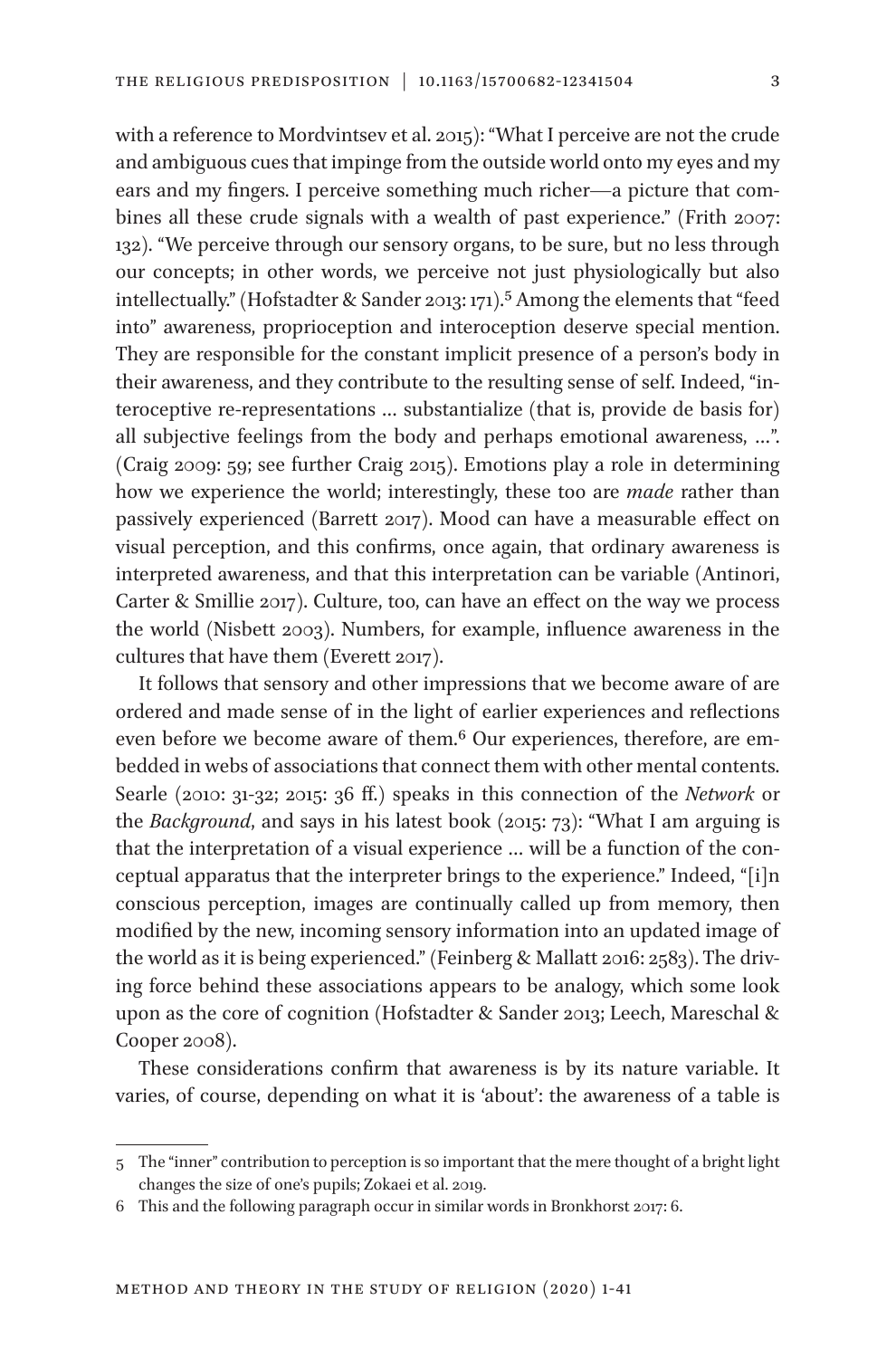with a reference to Mordvintsev et al. 2015): "What I perceive are not the crude and ambiguous cues that impinge from the outside world onto my eyes and my ears and my fingers. I perceive something much richer—a picture that combines all these crude signals with a wealth of past experience." (Frith 2007: 132). "We perceive through our sensory organs, to be sure, but no less through our concepts; in other words, we perceive not just physiologically but also intellectually." (Hofstadter & Sander 2013: 171).[5] Among the elements that "feed into" awareness, proprioception and interoception deserve special mention. They are responsible for the constant implicit presence of a person's body in their awareness, and they contribute to the resulting sense of self. Indeed, "interoceptive re-representations … substantialize (that is, provide de basis for) all subjective feelings from the body and perhaps emotional awareness, …". (Craig 2009: 59; see further Craig 2015). Emotions play a role in determining how we experience the world; interestingly, these too are *made* rather than passively experienced (Barrett 2017). Mood can have a measurable effect on visual perception, and this confirms, once again, that ordinary awareness is interpreted awareness, and that this interpretation can be variable (Antinori, Carter & Smillie 2017). Culture, too, can have an effect on the way we process the world (Nisbett 2003). Numbers, for example, influence awareness in the cultures that have them (Everett 2017).

It follows that sensory and other impressions that we become aware of are ordered and made sense of in the light of earlier experiences and reflections even before we become aware of them.[6] Our experiences, therefore, are embedded in webs of associations that connect them with other mental contents. Searle (2010: 31-32; 2015: 36 ff.) speaks in this connection of the *Network* or the *Background*, and says in his latest book (2015: 73): "What I am arguing is that the interpretation of a visual experience … will be a function of the conceptual apparatus that the interpreter brings to the experience." Indeed, "[i]n conscious perception, images are continually called up from memory, then modified by the new, incoming sensory information into an updated image of the world as it is being experienced." (Feinberg & Mallatt 2016: 2583). The driving force behind these associations appears to be analogy, which some look upon as the core of cognition (Hofstadter & Sander 2013; Leech, Mareschal & Cooper 2008).

These considerations confirm that awareness is by its nature variable. It varies, of course, depending on what it is 'about': the awareness of a table is

---

5 The "inner" contribution to perception is so important that the mere thought of a bright light changes the size of one's pupils; Zokaei et al. 2019.

6 This and the following paragraph occur in similar words in Bronkhorst 2017: 6.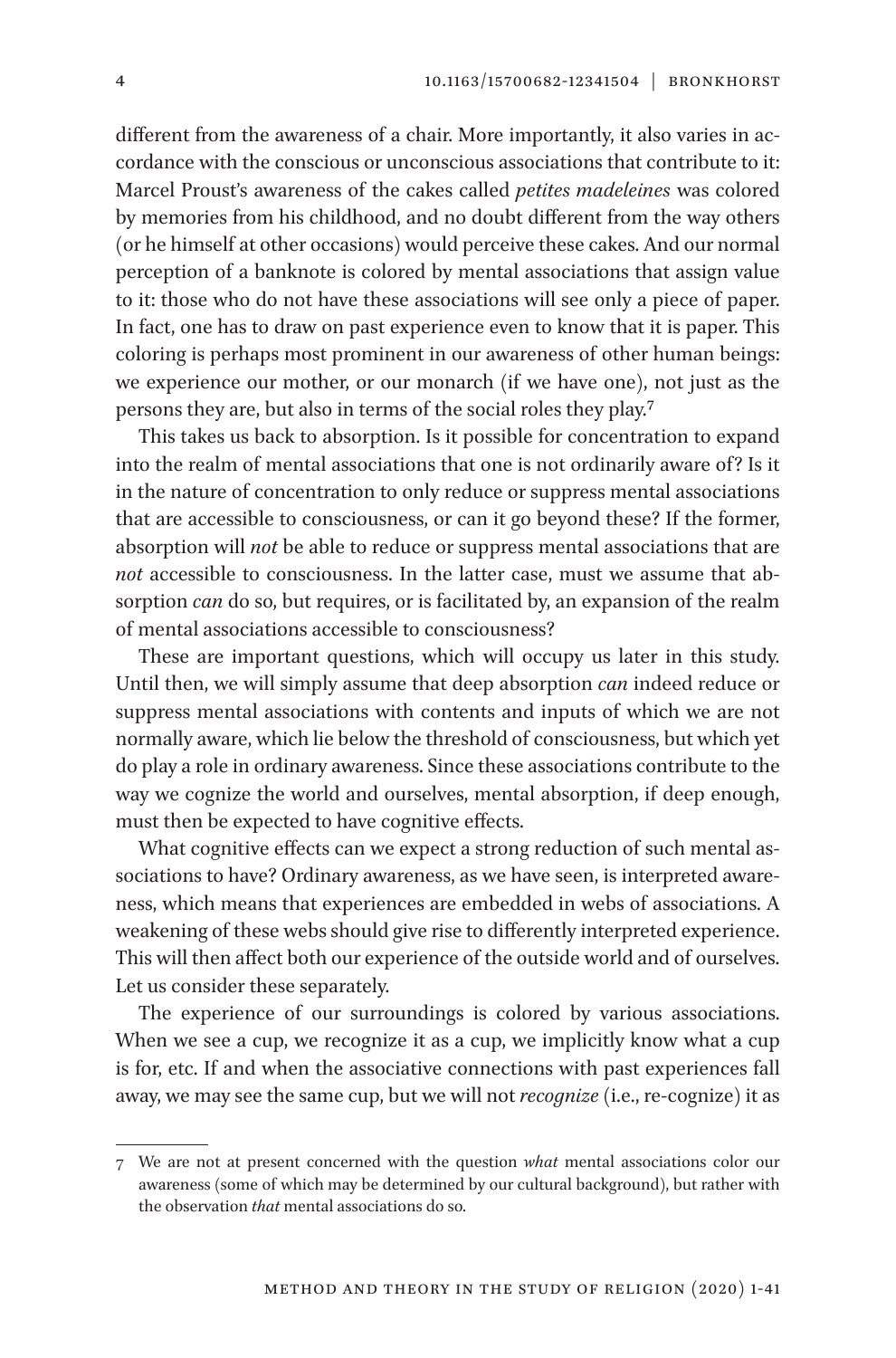different from the awareness of a chair. More importantly, it also varies in accordance with the conscious or unconscious associations that contribute to it: Marcel Proust's awareness of the cakes called *petites madeleines* was colored by memories from his childhood, and no doubt different from the way others (or he himself at other occasions) would perceive these cakes. And our normal perception of a banknote is colored by mental associations that assign value to it: those who do not have these associations will see only a piece of paper. In fact, one has to draw on past experience even to know that it is paper. This coloring is perhaps most prominent in our awareness of other human beings: we experience our mother, or our monarch (if we have one), not just as the persons they are, but also in terms of the social roles they play.[7]

This takes us back to absorption. Is it possible for concentration to expand into the realm of mental associations that one is not ordinarily aware of? Is it in the nature of concentration to only reduce or suppress mental associations that are accessible to consciousness, or can it go beyond these? If the former, absorption will *not* be able to reduce or suppress mental associations that are *not* accessible to consciousness. In the latter case, must we assume that absorption *can* do so, but requires, or is facilitated by, an expansion of the realm of mental associations accessible to consciousness?

These are important questions, which will occupy us later in this study. Until then, we will simply assume that deep absorption *can* indeed reduce or suppress mental associations with contents and inputs of which we are not normally aware, which lie below the threshold of consciousness, but which yet do play a role in ordinary awareness. Since these associations contribute to the way we cognize the world and ourselves, mental absorption, if deep enough, must then be expected to have cognitive effects.

What cognitive effects can we expect a strong reduction of such mental associations to have? Ordinary awareness, as we have seen, is interpreted awareness, which means that experiences are embedded in webs of associations. A weakening of these webs should give rise to differently interpreted experience. This will then affect both our experience of the outside world and of ourselves. Let us consider these separately.

The experience of our surroundings is colored by various associations. When we see a cup, we recognize it as a cup, we implicitly know what a cup is for, etc. If and when the associative connections with past experiences fall away, we may see the same cup, but we will not *recognize* (i.e., re-cognize) it as

7 We are not at present concerned with the question *what* mental associations color our awareness (some of which may be determined by our cultural background), but rather with the observation *that* mental associations do so.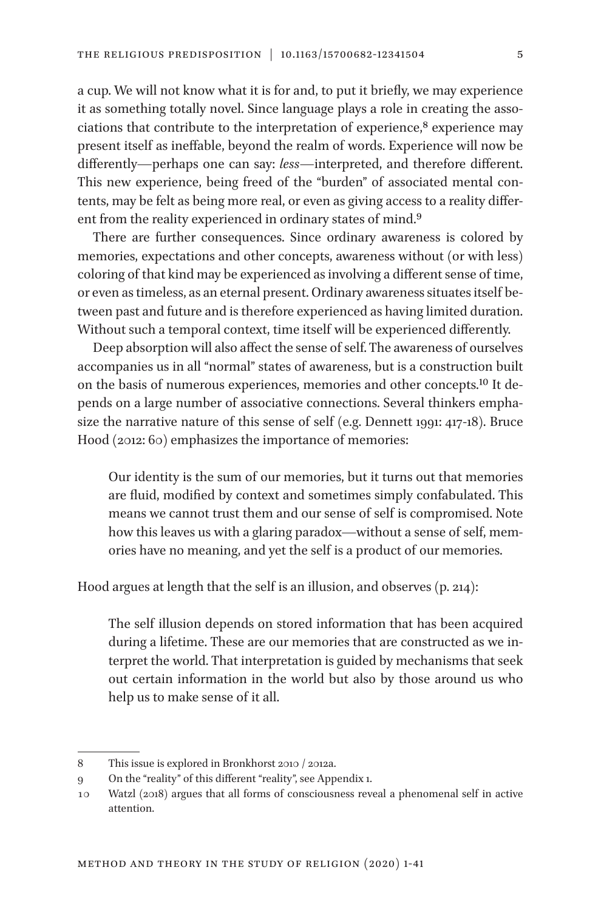a cup. We will not know what it is for and, to put it briefly, we may experience it as something totally novel. Since language plays a role in creating the associations that contribute to the interpretation of experience,[8] experience may present itself as ineffable, beyond the realm of words. Experience will now be differently—perhaps one can say: *less*—interpreted, and therefore different. This new experience, being freed of the "burden" of associated mental contents, may be felt as being more real, or even as giving access to a reality different from the reality experienced in ordinary states of mind.[9]

There are further consequences. Since ordinary awareness is colored by memories, expectations and other concepts, awareness without (or with less) coloring of that kind may be experienced as involving a different sense of time, or even as timeless, as an eternal present. Ordinary awareness situates itself between past and future and is therefore experienced as having limited duration. Without such a temporal context, time itself will be experienced differently.

Deep absorption will also affect the sense of self. The awareness of ourselves accompanies us in all "normal" states of awareness, but is a construction built on the basis of numerous experiences, memories and other concepts.[10] It depends on a large number of associative connections. Several thinkers emphasize the narrative nature of this sense of self (e.g. Dennett 1991: 417-18). Bruce Hood (2012: 60) emphasizes the importance of memories:

> Our identity is the sum of our memories, but it turns out that memories are fluid, modified by context and sometimes simply confabulated. This means we cannot trust them and our sense of self is compromised. Note how this leaves us with a glaring paradox—without a sense of self, memories have no meaning, and yet the self is a product of our memories.

Hood argues at length that the self is an illusion, and observes (p. 214):

> The self illusion depends on stored information that has been acquired during a lifetime. These are our memories that are constructed as we interpret the world. That interpretation is guided by mechanisms that seek out certain information in the world but also by those around us who help us to make sense of it all.

---

8 This issue is explored in Bronkhorst 2010 / 2012a.

9 On the "reality" of this different "reality", see Appendix 1.

10 Watzl (2018) argues that all forms of consciousness reveal a phenomenal self in active attention.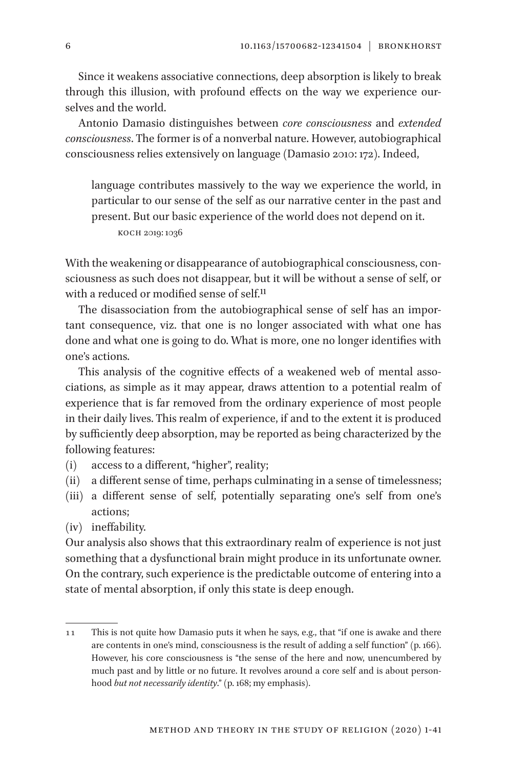Since it weakens associative connections, deep absorption is likely to break through this illusion, with profound effects on the way we experience ourselves and the world.

Antonio Damasio distinguishes between *core consciousness* and *extended consciousness*. The former is of a nonverbal nature. However, autobiographical consciousness relies extensively on language (Damasio 2010: 172). Indeed,

> language contributes massively to the way we experience the world, in particular to our sense of the self as our narrative center in the past and present. But our basic experience of the world does not depend on it.
>
> KOCH 2019: 1036

With the weakening or disappearance of autobiographical consciousness, consciousness as such does not disappear, but it will be without a sense of self, or with a reduced or modified sense of self.[11]

The disassociation from the autobiographical sense of self has an important consequence, viz. that one is no longer associated with what one has done and what one is going to do. What is more, one no longer identifies with one's actions.

This analysis of the cognitive effects of a weakened web of mental associations, as simple as it may appear, draws attention to a potential realm of experience that is far removed from the ordinary experience of most people in their daily lives. This realm of experience, if and to the extent it is produced by sufficiently deep absorption, may be reported as being characterized by the following features:

(i) access to a different, "higher", reality;
(ii) a different sense of time, perhaps culminating in a sense of timelessness;
(iii) a different sense of self, potentially separating one's self from one's actions;
(iv) ineffability.

Our analysis also shows that this extraordinary realm of experience is not just something that a dysfunctional brain might produce in its unfortunate owner. On the contrary, such experience is the predictable outcome of entering into a state of mental absorption, if only this state is deep enough.

---

11 This is not quite how Damasio puts it when he says, e.g., that "if one is awake and there are contents in one's mind, consciousness is the result of adding a self function" (p. 166). However, his core consciousness is "the sense of the here and now, unencumbered by much past and by little or no future. It revolves around a core self and is about personhood *but not necessarily identity*." (p. 168; my emphasis).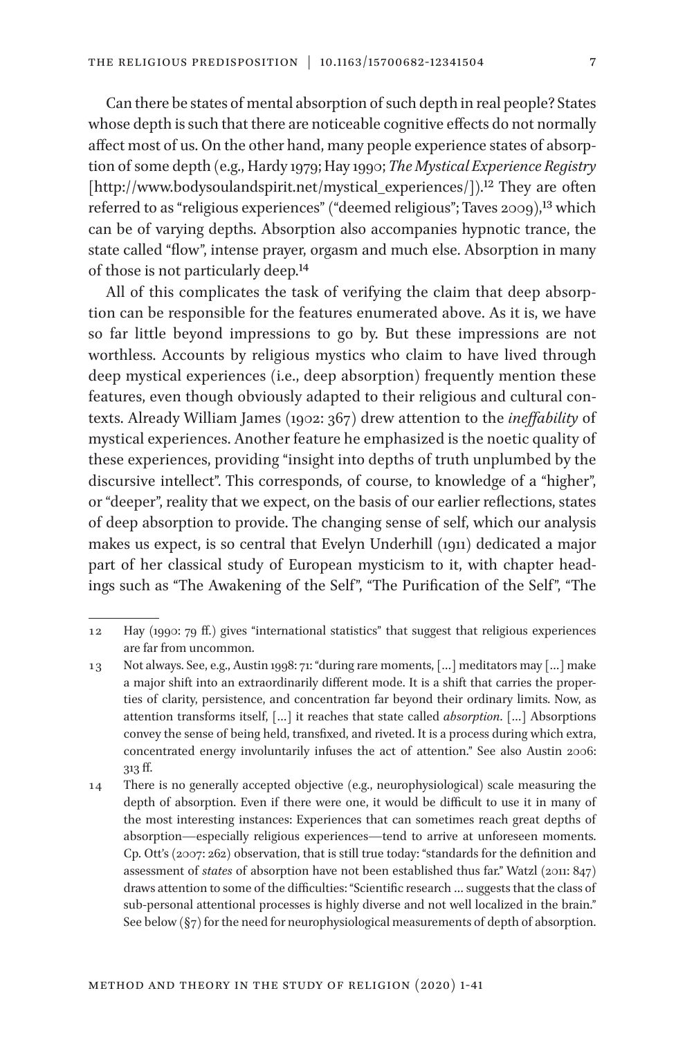Can there be states of mental absorption of such depth in real people? States whose depth is such that there are noticeable cognitive effects do not normally affect most of us. On the other hand, many people experience states of absorption of some depth (e.g., Hardy 1979; Hay 1990; *The Mystical Experience Registry* [http://www.bodysoulandspirit.net/mystical_experiences/]).[12] They are often referred to as "religious experiences" ("deemed religious"; Taves 2009),[13] which can be of varying depths. Absorption also accompanies hypnotic trance, the state called "flow", intense prayer, orgasm and much else. Absorption in many of those is not particularly deep.[14]

All of this complicates the task of verifying the claim that deep absorption can be responsible for the features enumerated above. As it is, we have so far little beyond impressions to go by. But these impressions are not worthless. Accounts by religious mystics who claim to have lived through deep mystical experiences (i.e., deep absorption) frequently mention these features, even though obviously adapted to their religious and cultural contexts. Already William James (1902: 367) drew attention to the *ineffability* of mystical experiences. Another feature he emphasized is the noetic quality of these experiences, providing "insight into depths of truth unplumbed by the discursive intellect". This corresponds, of course, to knowledge of a "higher", or "deeper", reality that we expect, on the basis of our earlier reflections, states of deep absorption to provide. The changing sense of self, which our analysis makes us expect, is so central that Evelyn Underhill (1911) dedicated a major part of her classical study of European mysticism to it, with chapter headings such as "The Awakening of the Self", "The Purification of the Self", "The

---

12 Hay (1990: 79 ff.) gives "international statistics" that suggest that religious experiences are far from uncommon.

13 Not always. See, e.g., Austin 1998: 71: "during rare moments, […] meditators may […] make a major shift into an extraordinarily different mode. It is a shift that carries the properties of clarity, persistence, and concentration far beyond their ordinary limits. Now, as attention transforms itself, […] it reaches that state called *absorption*. […] Absorptions convey the sense of being held, transfixed, and riveted. It is a process during which extra, concentrated energy involuntarily infuses the act of attention." See also Austin 2006: 313 ff.

14 There is no generally accepted objective (e.g., neurophysiological) scale measuring the depth of absorption. Even if there were one, it would be difficult to use it in many of the most interesting instances: Experiences that can sometimes reach great depths of absorption—especially religious experiences—tend to arrive at unforeseen moments. Cp. Ott's (2007: 262) observation, that is still true today: "standards for the definition and assessment of *states* of absorption have not been established thus far." Watzl (2011: 847) draws attention to some of the difficulties: "Scientific research … suggests that the class of sub-personal attentional processes is highly diverse and not well localized in the brain." See below (§7) for the need for neurophysiological measurements of depth of absorption.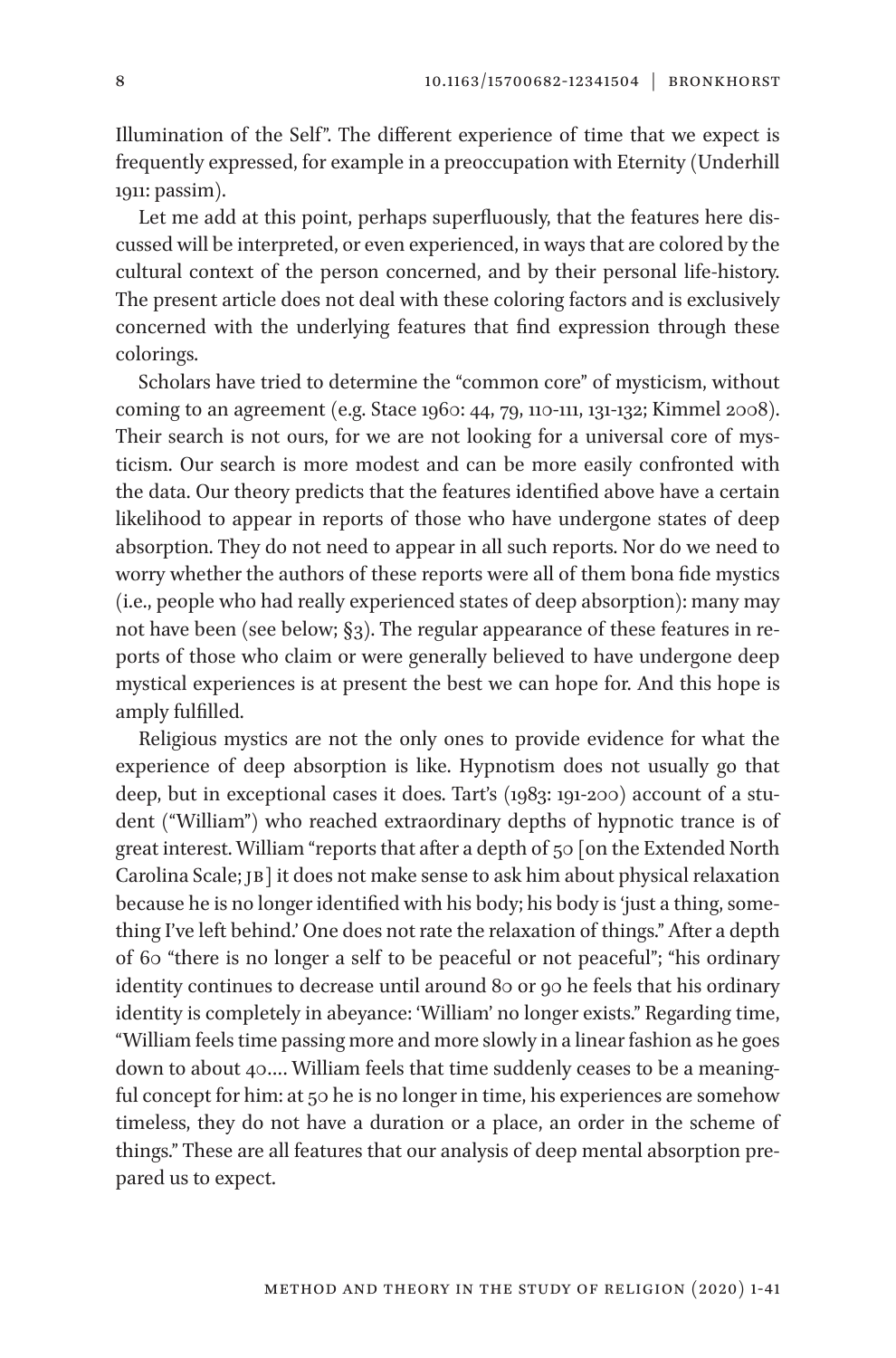Illumination of the Self". The different experience of time that we expect is frequently expressed, for example in a preoccupation with Eternity (Underhill 1911: passim).

Let me add at this point, perhaps superfluously, that the features here discussed will be interpreted, or even experienced, in ways that are colored by the cultural context of the person concerned, and by their personal life-history. The present article does not deal with these coloring factors and is exclusively concerned with the underlying features that find expression through these colorings.

Scholars have tried to determine the "common core" of mysticism, without coming to an agreement (e.g. Stace 1960: 44, 79, 110-111, 131-132; Kimmel 2008). Their search is not ours, for we are not looking for a universal core of mysticism. Our search is more modest and can be more easily confronted with the data. Our theory predicts that the features identified above have a certain likelihood to appear in reports of those who have undergone states of deep absorption. They do not need to appear in all such reports. Nor do we need to worry whether the authors of these reports were all of them bona fide mystics (i.e., people who had really experienced states of deep absorption): many may not have been (see below; §3). The regular appearance of these features in reports of those who claim or were generally believed to have undergone deep mystical experiences is at present the best we can hope for. And this hope is amply fulfilled.

Religious mystics are not the only ones to provide evidence for what the experience of deep absorption is like. Hypnotism does not usually go that deep, but in exceptional cases it does. Tart's (1983: 191-200) account of a student ("William") who reached extraordinary depths of hypnotic trance is of great interest. William "reports that after a depth of 50 [on the Extended North Carolina Scale; JB] it does not make sense to ask him about physical relaxation because he is no longer identified with his body; his body is 'just a thing, something I've left behind.' One does not rate the relaxation of things." After a depth of 60 "there is no longer a self to be peaceful or not peaceful"; "his ordinary identity continues to decrease until around 80 or 90 he feels that his ordinary identity is completely in abeyance: 'William' no longer exists." Regarding time, "William feels time passing more and more slowly in a linear fashion as he goes down to about 40.... William feels that time suddenly ceases to be a meaningful concept for him: at 50 he is no longer in time, his experiences are somehow timeless, they do not have a duration or a place, an order in the scheme of things." These are all features that our analysis of deep mental absorption prepared us to expect.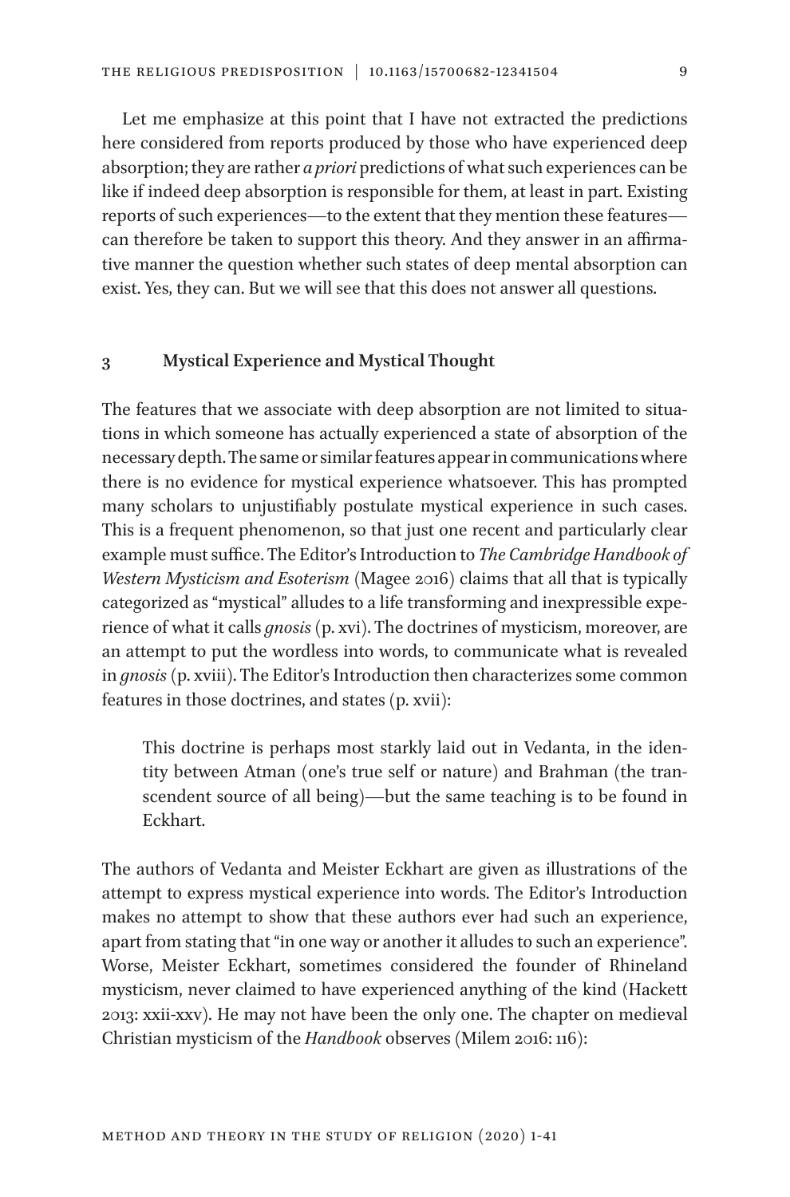Let me emphasize at this point that I have not extracted the predictions here considered from reports produced by those who have experienced deep absorption; they are rather *a priori* predictions of what such experiences can be like if indeed deep absorption is responsible for them, at least in part. Existing reports of such experiences—to the extent that they mention these features—can therefore be taken to support this theory. And they answer in an affirmative manner the question whether such states of deep mental absorption can exist. Yes, they can. But we will see that this does not answer all questions.

## 3 Mystical Experience and Mystical Thought

The features that we associate with deep absorption are not limited to situations in which someone has actually experienced a state of absorption of the necessary depth. The same or similar features appear in communications where there is no evidence for mystical experience whatsoever. This has prompted many scholars to unjustifiably postulate mystical experience in such cases. This is a frequent phenomenon, so that just one recent and particularly clear example must suffice. The Editor's Introduction to *The Cambridge Handbook of Western Mysticism and Esoterism* (Magee 2016) claims that all that is typically categorized as "mystical" alludes to a life transforming and inexpressible experience of what it calls *gnosis* (p. xvi). The doctrines of mysticism, moreover, are an attempt to put the wordless into words, to communicate what is revealed in *gnosis* (p. xviii). The Editor's Introduction then characterizes some common features in those doctrines, and states (p. xvii):

> This doctrine is perhaps most starkly laid out in Vedanta, in the identity between Atman (one's true self or nature) and Brahman (the transcendent source of all being)—but the same teaching is to be found in Eckhart.

The authors of Vedanta and Meister Eckhart are given as illustrations of the attempt to express mystical experience into words. The Editor's Introduction makes no attempt to show that these authors ever had such an experience, apart from stating that "in one way or another it alludes to such an experience". Worse, Meister Eckhart, sometimes considered the founder of Rhineland mysticism, never claimed to have experienced anything of the kind (Hackett 2013: xxii-xxv). He may not have been the only one. The chapter on medieval Christian mysticism of the *Handbook* observes (Milem 2016: 116):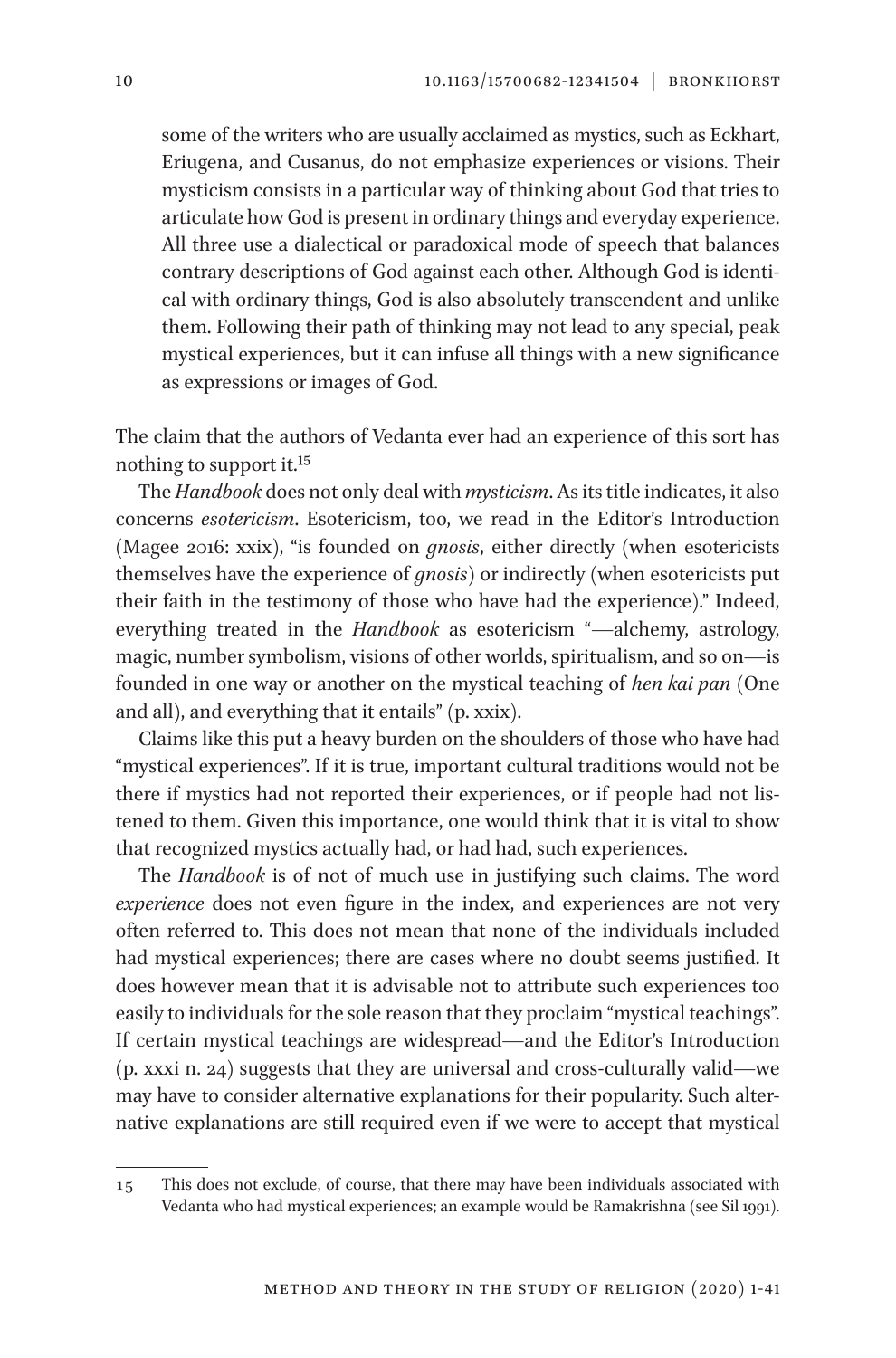> some of the writers who are usually acclaimed as mystics, such as Eckhart, Eriugena, and Cusanus, do not emphasize experiences or visions. Their mysticism consists in a particular way of thinking about God that tries to articulate how God is present in ordinary things and everyday experience. All three use a dialectical or paradoxical mode of speech that balances contrary descriptions of God against each other. Although God is identical with ordinary things, God is also absolutely transcendent and unlike them. Following their path of thinking may not lead to any special, peak mystical experiences, but it can infuse all things with a new significance as expressions or images of God.

The claim that the authors of Vedanta ever had an experience of this sort has nothing to support it.[15]

The *Handbook* does not only deal with *mysticism*. As its title indicates, it also concerns *esotericism*. Esotericism, too, we read in the Editor's Introduction (Magee 2016: xxix), "is founded on *gnosis*, either directly (when esotericists themselves have the experience of *gnosis*) or indirectly (when esotericists put their faith in the testimony of those who have had the experience)." Indeed, everything treated in the *Handbook* as esotericism "—alchemy, astrology, magic, number symbolism, visions of other worlds, spiritualism, and so on—is founded in one way or another on the mystical teaching of *hen kai pan* (One and all), and everything that it entails" (p. xxix).

Claims like this put a heavy burden on the shoulders of those who have had "mystical experiences". If it is true, important cultural traditions would not be there if mystics had not reported their experiences, or if people had not listened to them. Given this importance, one would think that it is vital to show that recognized mystics actually had, or had had, such experiences.

The *Handbook* is of not of much use in justifying such claims. The word *experience* does not even figure in the index, and experiences are not very often referred to. This does not mean that none of the individuals included had mystical experiences; there are cases where no doubt seems justified. It does however mean that it is advisable not to attribute such experiences too easily to individuals for the sole reason that they proclaim "mystical teachings". If certain mystical teachings are widespread—and the Editor's Introduction (p. xxxi n. 24) suggests that they are universal and cross-culturally valid—we may have to consider alternative explanations for their popularity. Such alternative explanations are still required even if we were to accept that mystical

---

15 This does not exclude, of course, that there may have been individuals associated with Vedanta who had mystical experiences; an example would be Ramakrishna (see Sil 1991).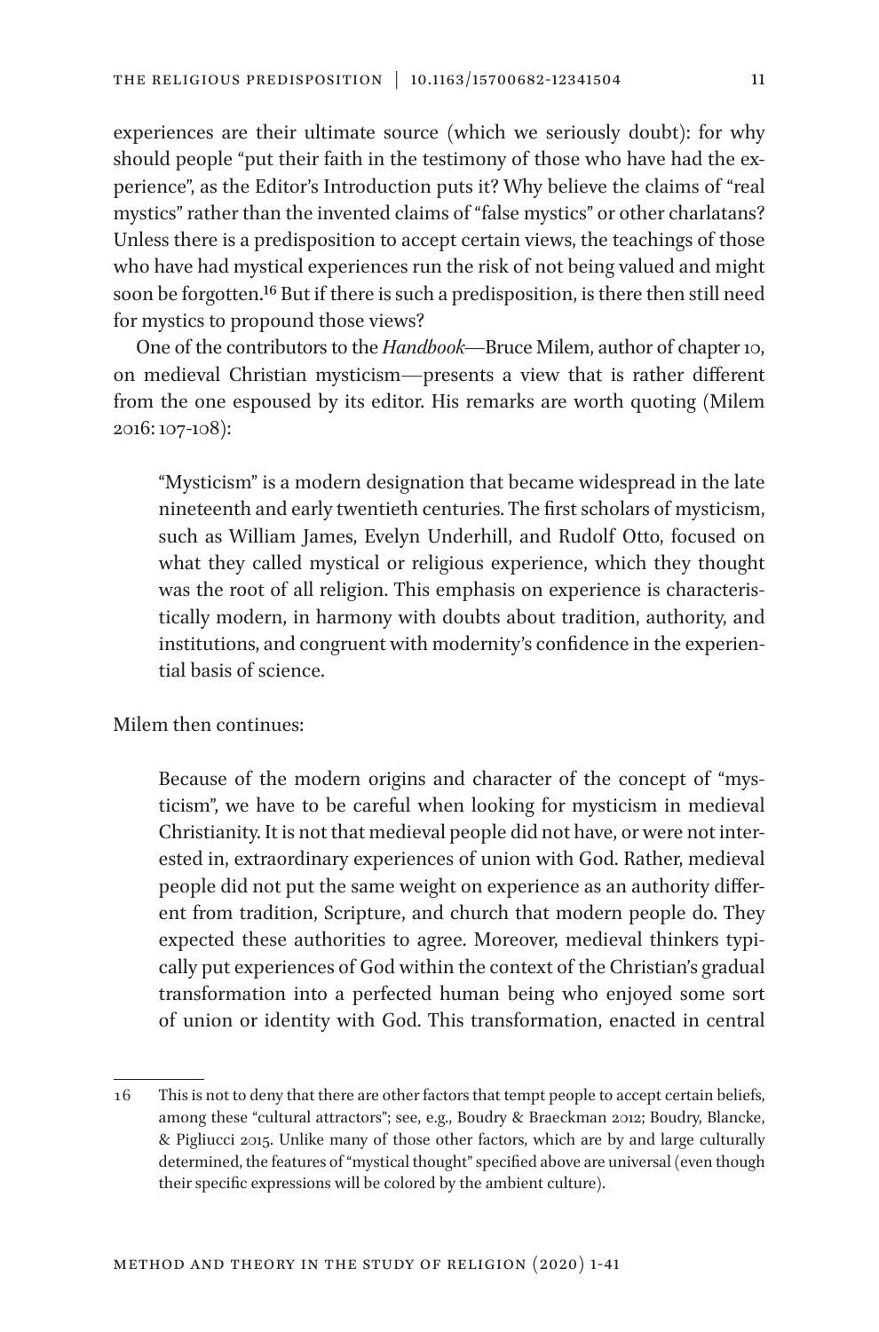experiences are their ultimate source (which we seriously doubt): for why should people "put their faith in the testimony of those who have had the experience", as the Editor's Introduction puts it? Why believe the claims of "real mystics" rather than the invented claims of "false mystics" or other charlatans? Unless there is a predisposition to accept certain views, the teachings of those who have had mystical experiences run the risk of not being valued and might soon be forgotten.[16] But if there is such a predisposition, is there then still need for mystics to propound those views?

One of the contributors to the *Handbook*—Bruce Milem, author of chapter 10, on medieval Christian mysticism—presents a view that is rather different from the one espoused by its editor. His remarks are worth quoting (Milem 2016: 107-108):

> "Mysticism" is a modern designation that became widespread in the late nineteenth and early twentieth centuries. The first scholars of mysticism, such as William James, Evelyn Underhill, and Rudolf Otto, focused on what they called mystical or religious experience, which they thought was the root of all religion. This emphasis on experience is characteristically modern, in harmony with doubts about tradition, authority, and institutions, and congruent with modernity's confidence in the experiential basis of science.

Milem then continues:

> Because of the modern origins and character of the concept of "mysticism", we have to be careful when looking for mysticism in medieval Christianity. It is not that medieval people did not have, or were not interested in, extraordinary experiences of union with God. Rather, medieval people did not put the same weight on experience as an authority different from tradition, Scripture, and church that modern people do. They expected these authorities to agree. Moreover, medieval thinkers typically put experiences of God within the context of the Christian's gradual transformation into a perfected human being who enjoyed some sort of union or identity with God. This transformation, enacted in central

---

16 This is not to deny that there are other factors that tempt people to accept certain beliefs, among these "cultural attractors"; see, e.g., Boudry & Braeckman 2012; Boudry, Blancke, & Pigliucci 2015. Unlike many of those other factors, which are by and large culturally determined, the features of "mystical thought" specified above are universal (even though their specific expressions will be colored by the ambient culture).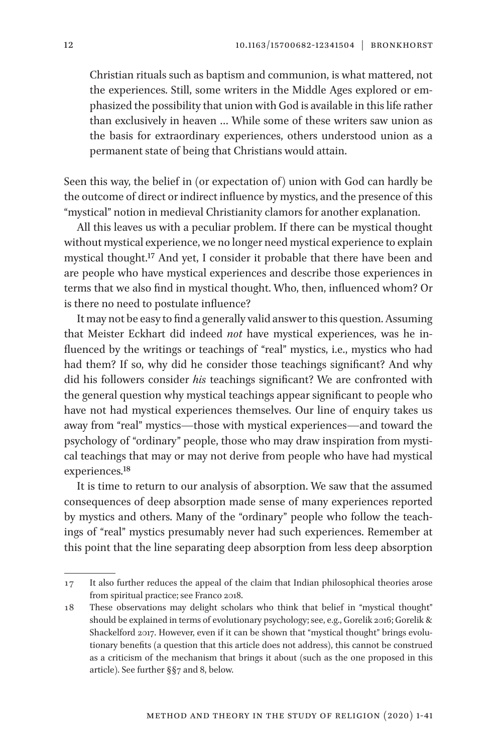> Christian rituals such as baptism and communion, is what mattered, not the experiences. Still, some writers in the Middle Ages explored or emphasized the possibility that union with God is available in this life rather than exclusively in heaven … While some of these writers saw union as the basis for extraordinary experiences, others understood union as a permanent state of being that Christians would attain.

Seen this way, the belief in (or expectation of) union with God can hardly be the outcome of direct or indirect influence by mystics, and the presence of this "mystical" notion in medieval Christianity clamors for another explanation.

All this leaves us with a peculiar problem. If there can be mystical thought without mystical experience, we no longer need mystical experience to explain mystical thought.[17] And yet, I consider it probable that there have been and are people who have mystical experiences and describe those experiences in terms that we also find in mystical thought. Who, then, influenced whom? Or is there no need to postulate influence?

It may not be easy to find a generally valid answer to this question. Assuming that Meister Eckhart did indeed *not* have mystical experiences, was he influenced by the writings or teachings of "real" mystics, i.e., mystics who had had them? If so, why did he consider those teachings significant? And why did his followers consider *his* teachings significant? We are confronted with the general question why mystical teachings appear significant to people who have not had mystical experiences themselves. Our line of enquiry takes us away from "real" mystics—those with mystical experiences—and toward the psychology of "ordinary" people, those who may draw inspiration from mystical teachings that may or may not derive from people who have had mystical experiences.[18]

It is time to return to our analysis of absorption. We saw that the assumed consequences of deep absorption made sense of many experiences reported by mystics and others. Many of the "ordinary" people who follow the teachings of "real" mystics presumably never had such experiences. Remember at this point that the line separating deep absorption from less deep absorption

---

17 It also further reduces the appeal of the claim that Indian philosophical theories arose from spiritual practice; see Franco 2018.

18 These observations may delight scholars who think that belief in "mystical thought" should be explained in terms of evolutionary psychology; see, e.g., Gorelik 2016; Gorelik & Shackelford 2017. However, even if it can be shown that "mystical thought" brings evolutionary benefits (a question that this article does not address), this cannot be construed as a criticism of the mechanism that brings it about (such as the one proposed in this article). See further §§7 and 8, below.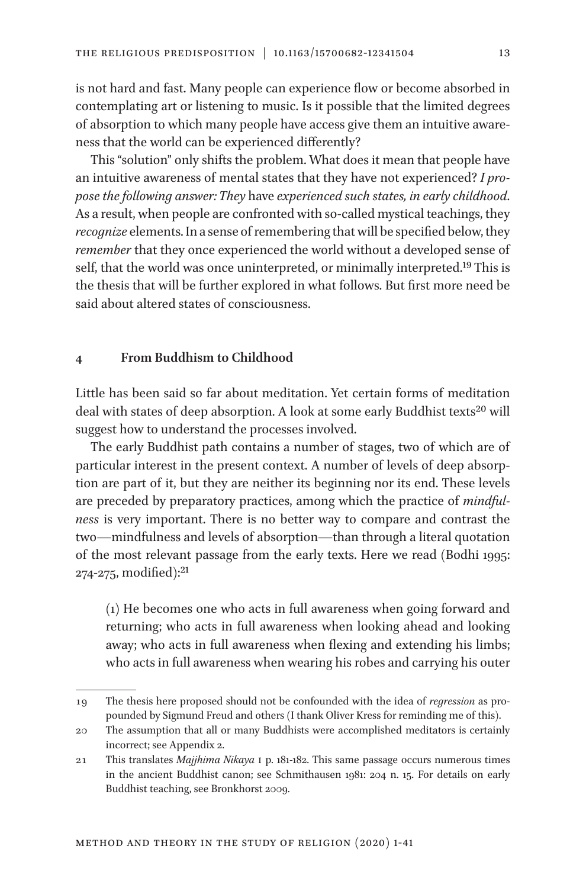is not hard and fast. Many people can experience flow or become absorbed in contemplating art or listening to music. Is it possible that the limited degrees of absorption to which many people have access give them an intuitive awareness that the world can be experienced differently?

This "solution" only shifts the problem. What does it mean that people have an intuitive awareness of mental states that they have not experienced? *I propose the following answer: They* have *experienced such states, in early childhood*. As a result, when people are confronted with so-called mystical teachings, they *recognize* elements. In a sense of remembering that will be specified below, they *remember* that they once experienced the world without a developed sense of self, that the world was once uninterpreted, or minimally interpreted.[19] This is the thesis that will be further explored in what follows. But first more need be said about altered states of consciousness.

## 4 From Buddhism to Childhood

Little has been said so far about meditation. Yet certain forms of meditation deal with states of deep absorption. A look at some early Buddhist texts[20] will suggest how to understand the processes involved.

The early Buddhist path contains a number of stages, two of which are of particular interest in the present context. A number of levels of deep absorption are part of it, but they are neither its beginning nor its end. These levels are preceded by preparatory practices, among which the practice of *mindfulness* is very important. There is no better way to compare and contrast the two—mindfulness and levels of absorption—than through a literal quotation of the most relevant passage from the early texts. Here we read (Bodhi 1995: 274-275, modified):[21]

> (1) He becomes one who acts in full awareness when going forward and returning; who acts in full awareness when looking ahead and looking away; who acts in full awareness when flexing and extending his limbs; who acts in full awareness when wearing his robes and carrying his outer

---

19 The thesis here proposed should not be confounded with the idea of *regression* as propounded by Sigmund Freud and others (I thank Oliver Kress for reminding me of this).

20 The assumption that all or many Buddhists were accomplished meditators is certainly incorrect; see Appendix 2.

21 This translates *Majjhima Nikaya* I p. 181-182. This same passage occurs numerous times in the ancient Buddhist canon; see Schmithausen 1981: 204 n. 15. For details on early Buddhist teaching, see Bronkhorst 2009.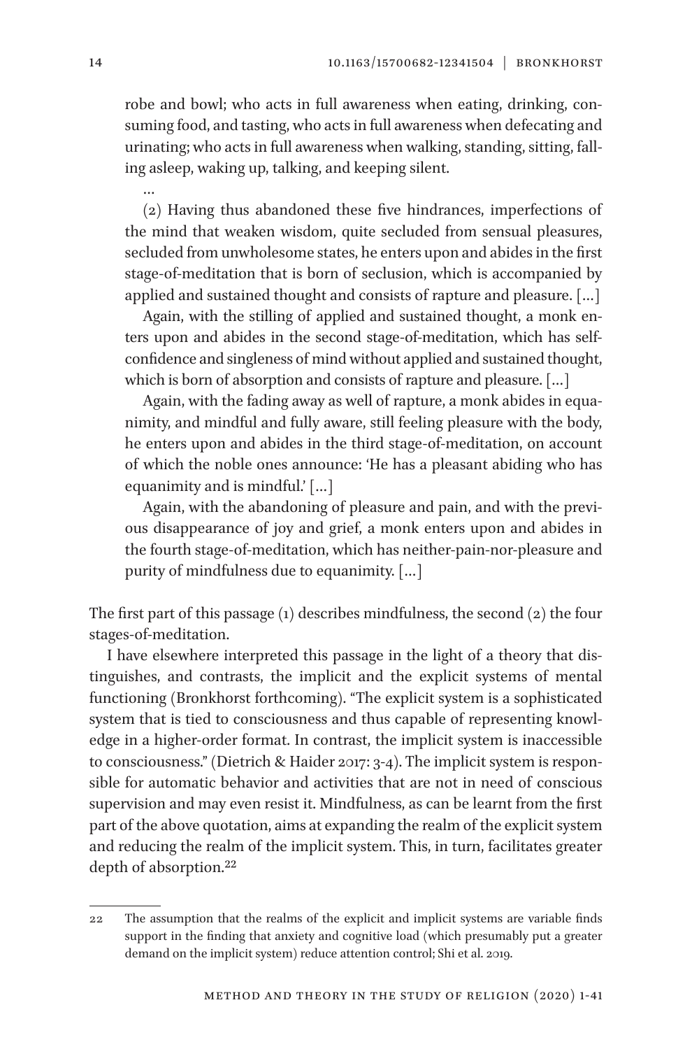robe and bowl; who acts in full awareness when eating, drinking, consuming food, and tasting, who acts in full awareness when defecating and urinating; who acts in full awareness when walking, standing, sitting, falling asleep, waking up, talking, and keeping silent.

> …
>
> (2) Having thus abandoned these five hindrances, imperfections of the mind that weaken wisdom, quite secluded from sensual pleasures, secluded from unwholesome states, he enters upon and abides in the first stage-of-meditation that is born of seclusion, which is accompanied by applied and sustained thought and consists of rapture and pleasure. […]
>
> Again, with the stilling of applied and sustained thought, a monk enters upon and abides in the second stage-of-meditation, which has self-confidence and singleness of mind without applied and sustained thought, which is born of absorption and consists of rapture and pleasure. […]
>
> Again, with the fading away as well of rapture, a monk abides in equanimity, and mindful and fully aware, still feeling pleasure with the body, he enters upon and abides in the third stage-of-meditation, on account of which the noble ones announce: 'He has a pleasant abiding who has equanimity and is mindful.' […]
>
> Again, with the abandoning of pleasure and pain, and with the previous disappearance of joy and grief, a monk enters upon and abides in the fourth stage-of-meditation, which has neither-pain-nor-pleasure and purity of mindfulness due to equanimity. […]

The first part of this passage (1) describes mindfulness, the second (2) the four stages-of-meditation.

I have elsewhere interpreted this passage in the light of a theory that distinguishes, and contrasts, the implicit and the explicit systems of mental functioning (Bronkhorst forthcoming). "The explicit system is a sophisticated system that is tied to consciousness and thus capable of representing knowledge in a higher-order format. In contrast, the implicit system is inaccessible to consciousness." (Dietrich & Haider 2017: 3-4). The implicit system is responsible for automatic behavior and activities that are not in need of conscious supervision and may even resist it. Mindfulness, as can be learnt from the first part of the above quotation, aims at expanding the realm of the explicit system and reducing the realm of the implicit system. This, in turn, facilitates greater depth of absorption.[22]

---

22 The assumption that the realms of the explicit and implicit systems are variable finds support in the finding that anxiety and cognitive load (which presumably put a greater demand on the implicit system) reduce attention control; Shi et al. 2019.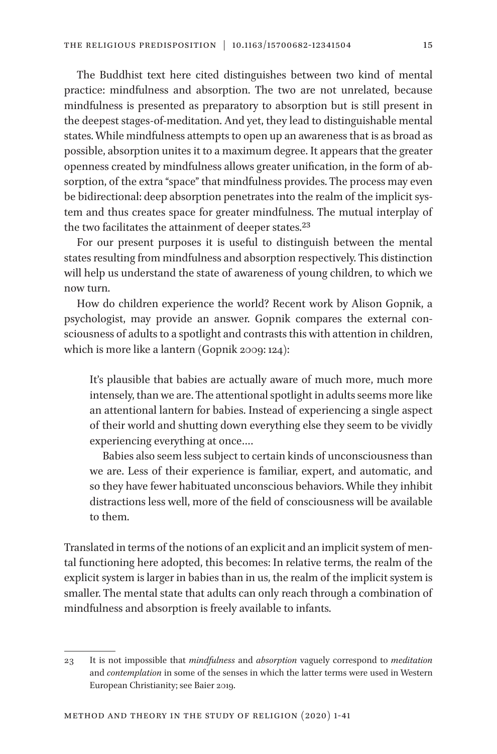The Buddhist text here cited distinguishes between two kind of mental practice: mindfulness and absorption. The two are not unrelated, because mindfulness is presented as preparatory to absorption but is still present in the deepest stages-of-meditation. And yet, they lead to distinguishable mental states. While mindfulness attempts to open up an awareness that is as broad as possible, absorption unites it to a maximum degree. It appears that the greater openness created by mindfulness allows greater unification, in the form of absorption, of the extra "space" that mindfulness provides. The process may even be bidirectional: deep absorption penetrates into the realm of the implicit system and thus creates space for greater mindfulness. The mutual interplay of the two facilitates the attainment of deeper states.[23]

For our present purposes it is useful to distinguish between the mental states resulting from mindfulness and absorption respectively. This distinction will help us understand the state of awareness of young children, to which we now turn.

How do children experience the world? Recent work by Alison Gopnik, a psychologist, may provide an answer. Gopnik compares the external consciousness of adults to a spotlight and contrasts this with attention in children, which is more like a lantern (Gopnik 2009: 124):

> It's plausible that babies are actually aware of much more, much more intensely, than we are. The attentional spotlight in adults seems more like an attentional lantern for babies. Instead of experiencing a single aspect of their world and shutting down everything else they seem to be vividly experiencing everything at once….
>
> Babies also seem less subject to certain kinds of unconsciousness than we are. Less of their experience is familiar, expert, and automatic, and so they have fewer habituated unconscious behaviors. While they inhibit distractions less well, more of the field of consciousness will be available to them.

Translated in terms of the notions of an explicit and an implicit system of mental functioning here adopted, this becomes: In relative terms, the realm of the explicit system is larger in babies than in us, the realm of the implicit system is smaller. The mental state that adults can only reach through a combination of mindfulness and absorption is freely available to infants.

---

23 It is not impossible that *mindfulness* and *absorption* vaguely correspond to *meditation* and *contemplation* in some of the senses in which the latter terms were used in Western European Christianity; see Baier 2019.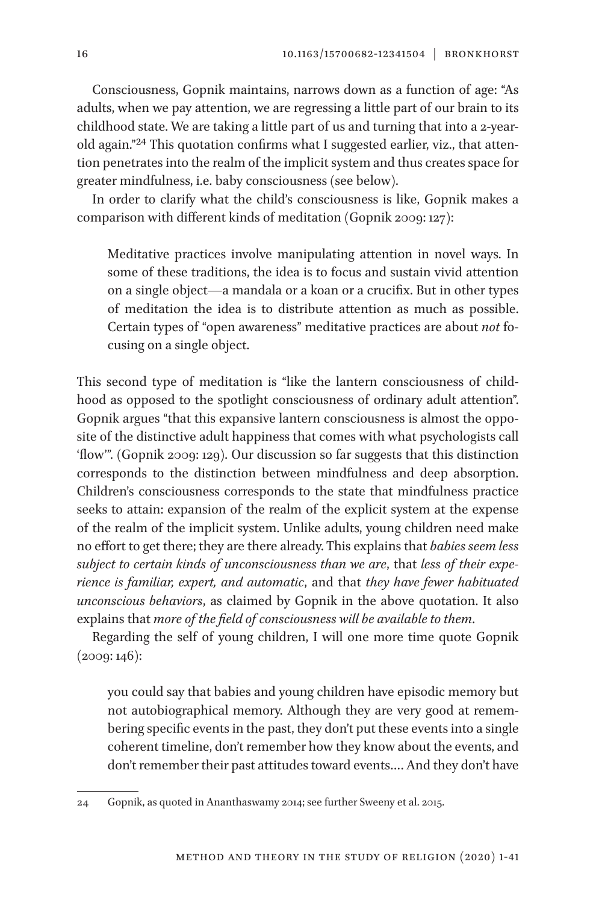Consciousness, Gopnik maintains, narrows down as a function of age: "As adults, when we pay attention, we are regressing a little part of our brain to its childhood state. We are taking a little part of us and turning that into a 2-year-old again."[24] This quotation confirms what I suggested earlier, viz., that attention penetrates into the realm of the implicit system and thus creates space for greater mindfulness, i.e. baby consciousness (see below).

In order to clarify what the child's consciousness is like, Gopnik makes a comparison with different kinds of meditation (Gopnik 2009: 127):

> Meditative practices involve manipulating attention in novel ways. In some of these traditions, the idea is to focus and sustain vivid attention on a single object—a mandala or a koan or a crucifix. But in other types of meditation the idea is to distribute attention as much as possible. Certain types of "open awareness" meditative practices are about *not* focusing on a single object.

This second type of meditation is "like the lantern consciousness of childhood as opposed to the spotlight consciousness of ordinary adult attention". Gopnik argues "that this expansive lantern consciousness is almost the opposite of the distinctive adult happiness that comes with what psychologists call 'flow'". (Gopnik 2009: 129). Our discussion so far suggests that this distinction corresponds to the distinction between mindfulness and deep absorption. Children's consciousness corresponds to the state that mindfulness practice seeks to attain: expansion of the realm of the explicit system at the expense of the realm of the implicit system. Unlike adults, young children need make no effort to get there; they are there already. This explains that *babies seem less subject to certain kinds of unconsciousness than we are*, that *less of their experience is familiar, expert, and automatic*, and that *they have fewer habituated unconscious behaviors*, as claimed by Gopnik in the above quotation. It also explains that *more of the field of consciousness will be available to them*.

Regarding the self of young children, I will one more time quote Gopnik (2009: 146):

> you could say that babies and young children have episodic memory but not autobiographical memory. Although they are very good at remembering specific events in the past, they don't put these events into a single coherent timeline, don't remember how they know about the events, and don't remember their past attitudes toward events.… And they don't have

---

24 Gopnik, as quoted in Ananthaswamy 2014; see further Sweeny et al. 2015.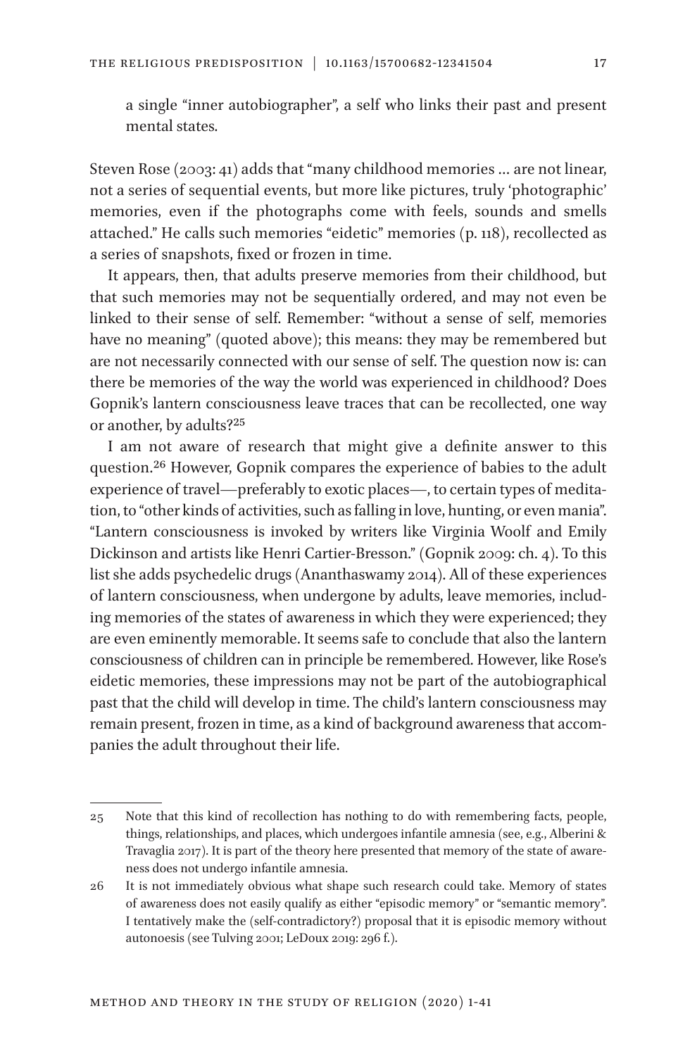a single "inner autobiographer", a self who links their past and present mental states.

Steven Rose (2003: 41) adds that "many childhood memories ... are not linear, not a series of sequential events, but more like pictures, truly 'photographic' memories, even if the photographs come with feels, sounds and smells attached." He calls such memories "eidetic" memories (p. 118), recollected as a series of snapshots, fixed or frozen in time.

It appears, then, that adults preserve memories from their childhood, but that such memories may not be sequentially ordered, and may not even be linked to their sense of self. Remember: "without a sense of self, memories have no meaning" (quoted above); this means: they may be remembered but are not necessarily connected with our sense of self. The question now is: can there be memories of the way the world was experienced in childhood? Does Gopnik's lantern consciousness leave traces that can be recollected, one way or another, by adults?[25]

I am not aware of research that might give a definite answer to this question.[26] However, Gopnik compares the experience of babies to the adult experience of travel—preferably to exotic places—, to certain types of meditation, to "other kinds of activities, such as falling in love, hunting, or even mania". "Lantern consciousness is invoked by writers like Virginia Woolf and Emily Dickinson and artists like Henri Cartier-Bresson." (Gopnik 2009: ch. 4). To this list she adds psychedelic drugs (Ananthaswamy 2014). All of these experiences of lantern consciousness, when undergone by adults, leave memories, including memories of the states of awareness in which they were experienced; they are even eminently memorable. It seems safe to conclude that also the lantern consciousness of children can in principle be remembered. However, like Rose's eidetic memories, these impressions may not be part of the autobiographical past that the child will develop in time. The child's lantern consciousness may remain present, frozen in time, as a kind of background awareness that accompanies the adult throughout their life.

---

25 Note that this kind of recollection has nothing to do with remembering facts, people, things, relationships, and places, which undergoes infantile amnesia (see, e.g., Alberini & Travaglia 2017). It is part of the theory here presented that memory of the state of awareness does not undergo infantile amnesia.

26 It is not immediately obvious what shape such research could take. Memory of states of awareness does not easily qualify as either "episodic memory" or "semantic memory". I tentatively make the (self-contradictory?) proposal that it is episodic memory without autonoesis (see Tulving 2001; LeDoux 2019: 296 f.).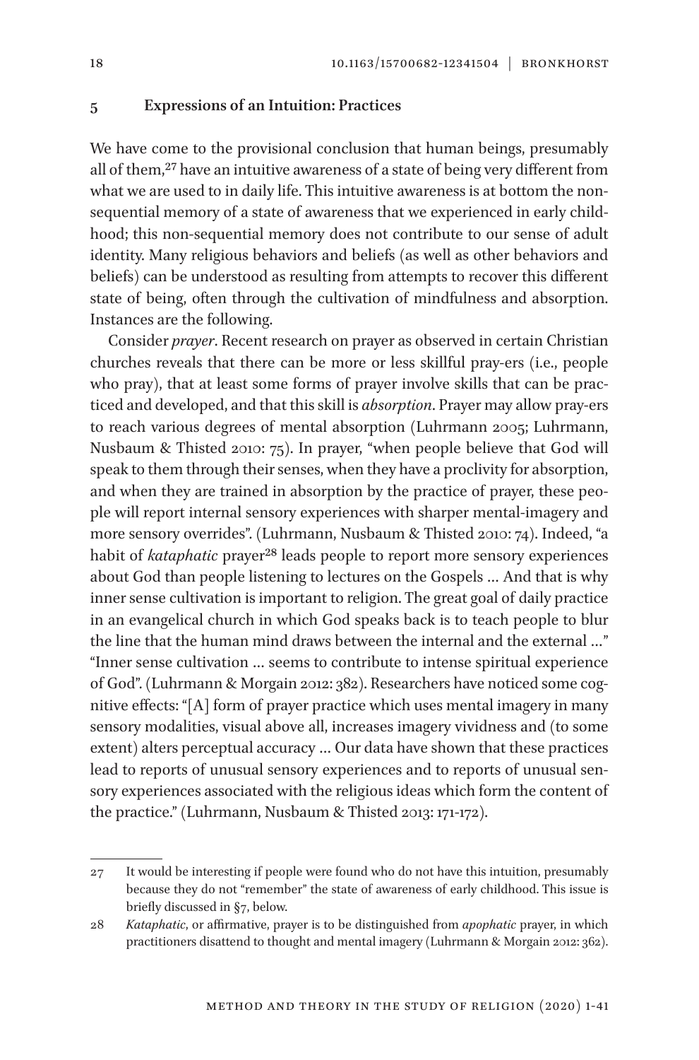## 5 Expressions of an Intuition: Practices

We have come to the provisional conclusion that human beings, presumably all of them,[27] have an intuitive awareness of a state of being very different from what we are used to in daily life. This intuitive awareness is at bottom the non-sequential memory of a state of awareness that we experienced in early childhood; this non-sequential memory does not contribute to our sense of adult identity. Many religious behaviors and beliefs (as well as other behaviors and beliefs) can be understood as resulting from attempts to recover this different state of being, often through the cultivation of mindfulness and absorption. Instances are the following.

Consider *prayer*. Recent research on prayer as observed in certain Christian churches reveals that there can be more or less skillful pray-ers (i.e., people who pray), that at least some forms of prayer involve skills that can be practiced and developed, and that this skill is *absorption*. Prayer may allow pray-ers to reach various degrees of mental absorption (Luhrmann 2005; Luhrmann, Nusbaum & Thisted 2010: 75). In prayer, "when people believe that God will speak to them through their senses, when they have a proclivity for absorption, and when they are trained in absorption by the practice of prayer, these people will report internal sensory experiences with sharper mental-imagery and more sensory overrides". (Luhrmann, Nusbaum & Thisted 2010: 74). Indeed, "a habit of *kataphatic* prayer[28] leads people to report more sensory experiences about God than people listening to lectures on the Gospels … And that is why inner sense cultivation is important to religion. The great goal of daily practice in an evangelical church in which God speaks back is to teach people to blur the line that the human mind draws between the internal and the external …" "Inner sense cultivation … seems to contribute to intense spiritual experience of God". (Luhrmann & Morgain 2012: 382). Researchers have noticed some cognitive effects: "[A] form of prayer practice which uses mental imagery in many sensory modalities, visual above all, increases imagery vividness and (to some extent) alters perceptual accuracy … Our data have shown that these practices lead to reports of unusual sensory experiences and to reports of unusual sensory experiences associated with the religious ideas which form the content of the practice." (Luhrmann, Nusbaum & Thisted 2013: 171-172).

---

27 It would be interesting if people were found who do not have this intuition, presumably because they do not "remember" the state of awareness of early childhood. This issue is briefly discussed in §7, below.

28 *Kataphatic*, or affirmative, prayer is to be distinguished from *apophatic* prayer, in which practitioners disattend to thought and mental imagery (Luhrmann & Morgain 2012: 362).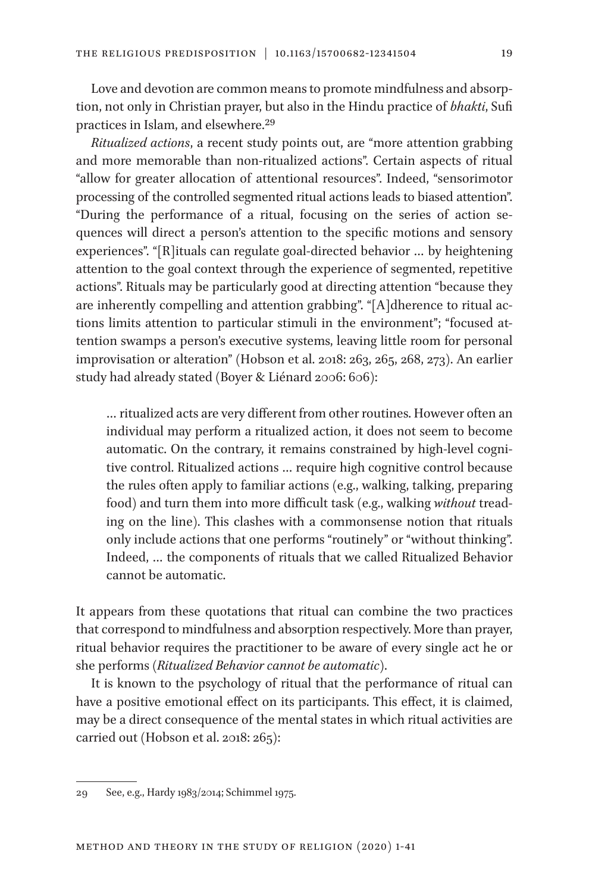Love and devotion are common means to promote mindfulness and absorption, not only in Christian prayer, but also in the Hindu practice of *bhakti*, Sufi practices in Islam, and elsewhere.[29]

*Ritualized actions*, a recent study points out, are "more attention grabbing and more memorable than non-ritualized actions". Certain aspects of ritual "allow for greater allocation of attentional resources". Indeed, "sensorimotor processing of the controlled segmented ritual actions leads to biased attention". "During the performance of a ritual, focusing on the series of action sequences will direct a person's attention to the specific motions and sensory experiences". "[R]ituals can regulate goal-directed behavior … by heightening attention to the goal context through the experience of segmented, repetitive actions". Rituals may be particularly good at directing attention "because they are inherently compelling and attention grabbing". "[A]dherence to ritual actions limits attention to particular stimuli in the environment"; "focused attention swamps a person's executive systems, leaving little room for personal improvisation or alteration" (Hobson et al. 2018: 263, 265, 268, 273). An earlier study had already stated (Boyer & Liénard 2006: 606):

> … ritualized acts are very different from other routines. However often an individual may perform a ritualized action, it does not seem to become automatic. On the contrary, it remains constrained by high-level cognitive control. Ritualized actions … require high cognitive control because the rules often apply to familiar actions (e.g., walking, talking, preparing food) and turn them into more difficult task (e.g., walking *without* treading on the line). This clashes with a commonsense notion that rituals only include actions that one performs "routinely" or "without thinking". Indeed, … the components of rituals that we called Ritualized Behavior cannot be automatic.

It appears from these quotations that ritual can combine the two practices that correspond to mindfulness and absorption respectively. More than prayer, ritual behavior requires the practitioner to be aware of every single act he or she performs (*Ritualized Behavior cannot be automatic*).

It is known to the psychology of ritual that the performance of ritual can have a positive emotional effect on its participants. This effect, it is claimed, may be a direct consequence of the mental states in which ritual activities are carried out (Hobson et al. 2018: 265):

---

29 See, e.g., Hardy 1983/2014; Schimmel 1975.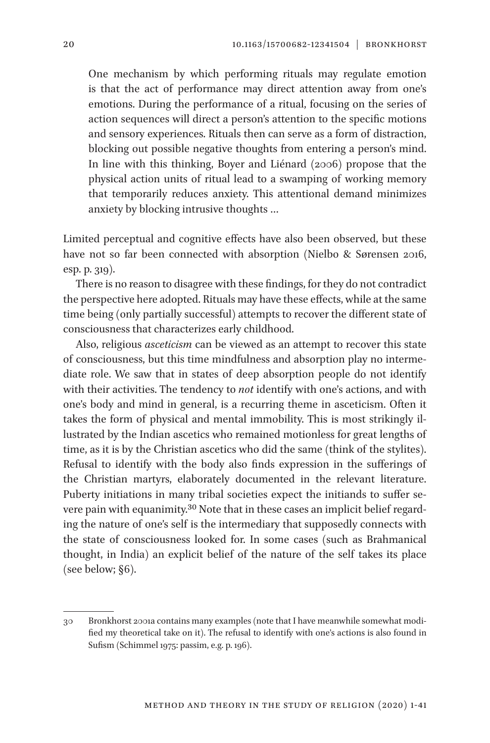> One mechanism by which performing rituals may regulate emotion is that the act of performance may direct attention away from one's emotions. During the performance of a ritual, focusing on the series of action sequences will direct a person's attention to the specific motions and sensory experiences. Rituals then can serve as a form of distraction, blocking out possible negative thoughts from entering a person's mind. In line with this thinking, Boyer and Liénard (2006) propose that the physical action units of ritual lead to a swamping of working memory that temporarily reduces anxiety. This attentional demand minimizes anxiety by blocking intrusive thoughts …

Limited perceptual and cognitive effects have also been observed, but these have not so far been connected with absorption (Nielbo & Sørensen 2016, esp. p. 319).

There is no reason to disagree with these findings, for they do not contradict the perspective here adopted. Rituals may have these effects, while at the same time being (only partially successful) attempts to recover the different state of consciousness that characterizes early childhood.

Also, religious *asceticism* can be viewed as an attempt to recover this state of consciousness, but this time mindfulness and absorption play no intermediate role. We saw that in states of deep absorption people do not identify with their activities. The tendency to *not* identify with one's actions, and with one's body and mind in general, is a recurring theme in asceticism. Often it takes the form of physical and mental immobility. This is most strikingly illustrated by the Indian ascetics who remained motionless for great lengths of time, as it is by the Christian ascetics who did the same (think of the stylites). Refusal to identify with the body also finds expression in the sufferings of the Christian martyrs, elaborately documented in the relevant literature. Puberty initiations in many tribal societies expect the initiands to suffer severe pain with equanimity.[30] Note that in these cases an implicit belief regarding the nature of one's self is the intermediary that supposedly connects with the state of consciousness looked for. In some cases (such as Brahmanical thought, in India) an explicit belief of the nature of the self takes its place (see below; §6).

---

30 Bronkhorst 2001a contains many examples (note that I have meanwhile somewhat modified my theoretical take on it). The refusal to identify with one's actions is also found in Sufism (Schimmel 1975: passim, e.g. p. 196).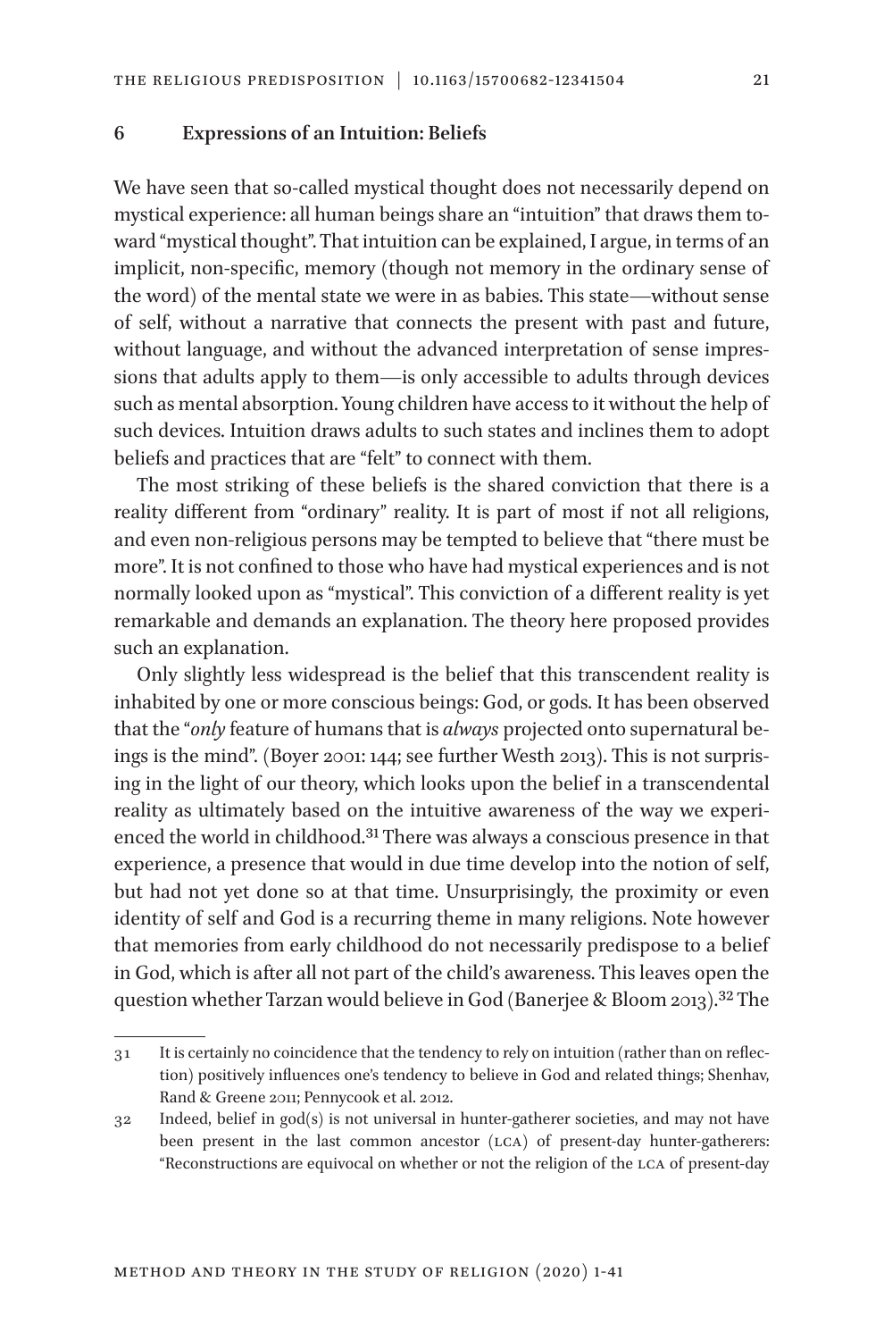## 6 Expressions of an Intuition: Beliefs

We have seen that so-called mystical thought does not necessarily depend on mystical experience: all human beings share an "intuition" that draws them toward "mystical thought". That intuition can be explained, I argue, in terms of an implicit, non-specific, memory (though not memory in the ordinary sense of the word) of the mental state we were in as babies. This state—without sense of self, without a narrative that connects the present with past and future, without language, and without the advanced interpretation of sense impressions that adults apply to them—is only accessible to adults through devices such as mental absorption. Young children have access to it without the help of such devices. Intuition draws adults to such states and inclines them to adopt beliefs and practices that are "felt" to connect with them.

The most striking of these beliefs is the shared conviction that there is a reality different from "ordinary" reality. It is part of most if not all religions, and even non-religious persons may be tempted to believe that "there must be more". It is not confined to those who have had mystical experiences and is not normally looked upon as "mystical". This conviction of a different reality is yet remarkable and demands an explanation. The theory here proposed provides such an explanation.

Only slightly less widespread is the belief that this transcendent reality is inhabited by one or more conscious beings: God, or gods. It has been observed that the "*only* feature of humans that is *always* projected onto supernatural beings is the mind". (Boyer 2001: 144; see further Westh 2013). This is not surprising in the light of our theory, which looks upon the belief in a transcendental reality as ultimately based on the intuitive awareness of the way we experienced the world in childhood.[31] There was always a conscious presence in that experience, a presence that would in due time develop into the notion of self, but had not yet done so at that time. Unsurprisingly, the proximity or even identity of self and God is a recurring theme in many religions. Note however that memories from early childhood do not necessarily predispose to a belief in God, which is after all not part of the child's awareness. This leaves open the question whether Tarzan would believe in God (Banerjee & Bloom 2013).[32] The

---

31 It is certainly no coincidence that the tendency to rely on intuition (rather than on reflection) positively influences one's tendency to believe in God and related things; Shenhav, Rand & Greene 2011; Pennycook et al. 2012.

32 Indeed, belief in god(s) is not universal in hunter-gatherer societies, and may not have been present in the last common ancestor (LCA) of present-day hunter-gatherers: "Reconstructions are equivocal on whether or not the religion of the LCA of present-day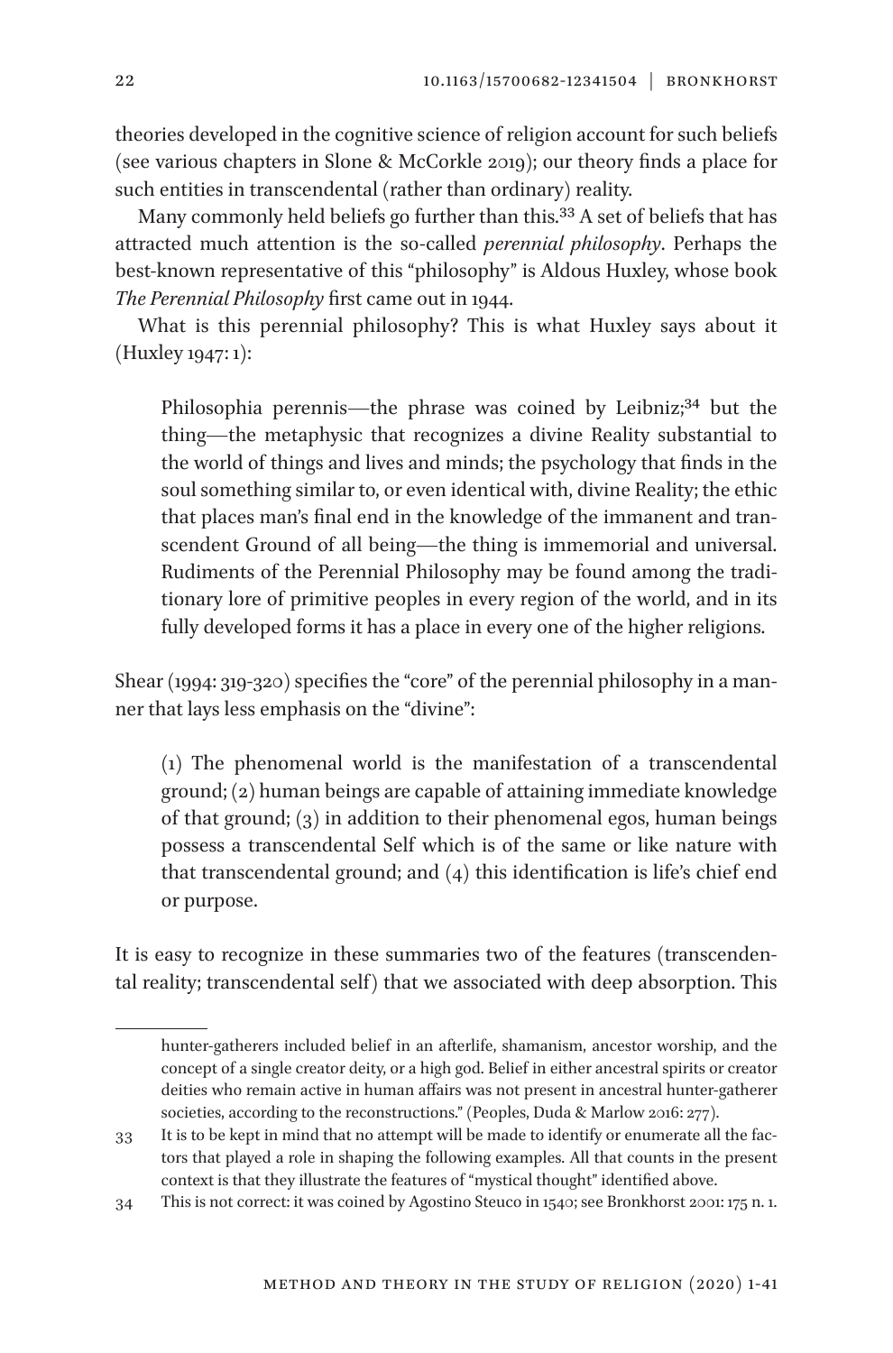theories developed in the cognitive science of religion account for such beliefs (see various chapters in Slone & McCorkle 2019); our theory finds a place for such entities in transcendental (rather than ordinary) reality.

Many commonly held beliefs go further than this.[33] A set of beliefs that has attracted much attention is the so-called *perennial philosophy*. Perhaps the best-known representative of this "philosophy" is Aldous Huxley, whose book *The Perennial Philosophy* first came out in 1944.

What is this perennial philosophy? This is what Huxley says about it (Huxley 1947: 1):

> Philosophia perennis—the phrase was coined by Leibniz;[34] but the thing—the metaphysic that recognizes a divine Reality substantial to the world of things and lives and minds; the psychology that finds in the soul something similar to, or even identical with, divine Reality; the ethic that places man's final end in the knowledge of the immanent and transcendent Ground of all being—the thing is immemorial and universal. Rudiments of the Perennial Philosophy may be found among the traditionary lore of primitive peoples in every region of the world, and in its fully developed forms it has a place in every one of the higher religions.

Shear (1994: 319-320) specifies the "core" of the perennial philosophy in a manner that lays less emphasis on the "divine":

> (1) The phenomenal world is the manifestation of a transcendental ground; (2) human beings are capable of attaining immediate knowledge of that ground; (3) in addition to their phenomenal egos, human beings possess a transcendental Self which is of the same or like nature with that transcendental ground; and (4) this identification is life's chief end or purpose.

It is easy to recognize in these summaries two of the features (transcendental reality; transcendental self) that we associated with deep absorption. This

---

hunter-gatherers included belief in an afterlife, shamanism, ancestor worship, and the concept of a single creator deity, or a high god. Belief in either ancestral spirits or creator deities who remain active in human affairs was not present in ancestral hunter-gatherer societies, according to the reconstructions." (Peoples, Duda & Marlow 2016: 277).

33 It is to be kept in mind that no attempt will be made to identify or enumerate all the factors that played a role in shaping the following examples. All that counts in the present context is that they illustrate the features of "mystical thought" identified above.

34 This is not correct: it was coined by Agostino Steuco in 1540; see Bronkhorst 2001: 175 n. 1.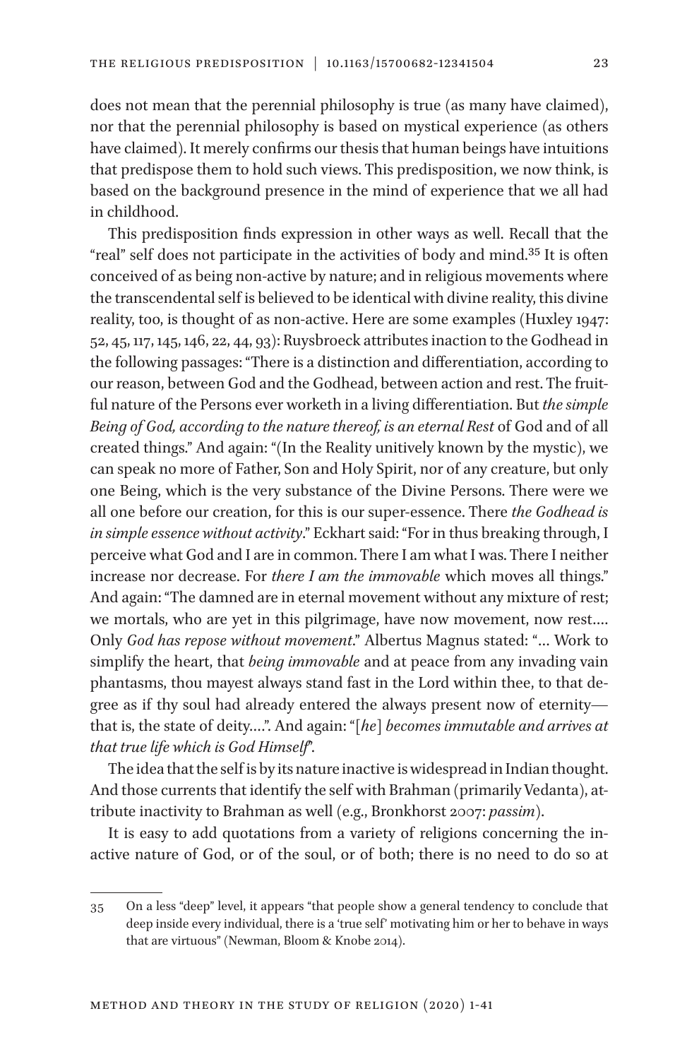does not mean that the perennial philosophy is true (as many have claimed), nor that the perennial philosophy is based on mystical experience (as others have claimed). It merely confirms our thesis that human beings have intuitions that predispose them to hold such views. This predisposition, we now think, is based on the background presence in the mind of experience that we all had in childhood.

This predisposition finds expression in other ways as well. Recall that the "real" self does not participate in the activities of body and mind.[35] It is often conceived of as being non-active by nature; and in religious movements where the transcendental self is believed to be identical with divine reality, this divine reality, too, is thought of as non-active. Here are some examples (Huxley 1947: 52, 45, 117, 145, 146, 22, 44, 93): Ruysbroeck attributes inaction to the Godhead in the following passages: "There is a distinction and differentiation, according to our reason, between God and the Godhead, between action and rest. The fruitful nature of the Persons ever worketh in a living differentiation. But *the simple Being of God, according to the nature thereof, is an eternal Rest* of God and of all created things." And again: "(In the Reality unitively known by the mystic), we can speak no more of Father, Son and Holy Spirit, nor of any creature, but only one Being, which is the very substance of the Divine Persons. There were we all one before our creation, for this is our super-essence. There *the Godhead is in simple essence without activity*." Eckhart said: "For in thus breaking through, I perceive what God and I are in common. There I am what I was. There I neither increase nor decrease. For *there I am the immovable* which moves all things." And again: "The damned are in eternal movement without any mixture of rest; we mortals, who are yet in this pilgrimage, have now movement, now rest.… Only *God has repose without movement*." Albertus Magnus stated: "… Work to simplify the heart, that *being immovable* and at peace from any invading vain phantasms, thou mayest always stand fast in the Lord within thee, to that degree as if thy soul had already entered the always present now of eternity—that is, the state of deity….". And again: "[*he*] *becomes immutable and arrives at that true life which is God Himself*".

The idea that the self is by its nature inactive is widespread in Indian thought. And those currents that identify the self with Brahman (primarily Vedanta), attribute inactivity to Brahman as well (e.g., Bronkhorst 2007: *passim*).

It is easy to add quotations from a variety of religions concerning the inactive nature of God, or of the soul, or of both; there is no need to do so at

---

35 On a less "deep" level, it appears "that people show a general tendency to conclude that deep inside every individual, there is a 'true self' motivating him or her to behave in ways that are virtuous" (Newman, Bloom & Knobe 2014).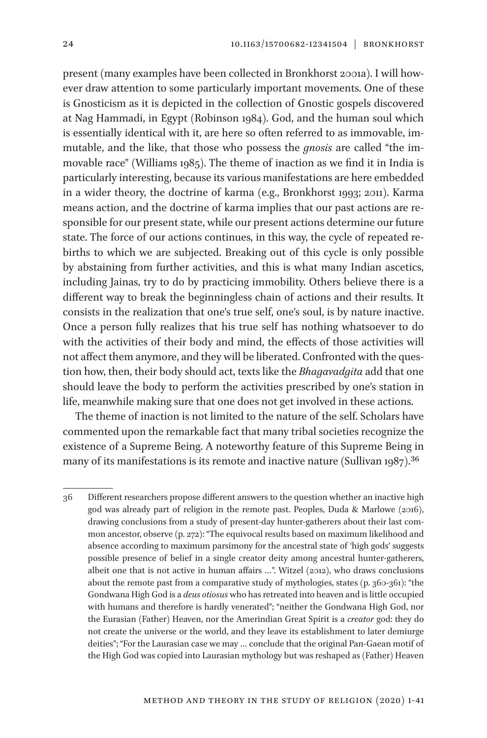present (many examples have been collected in Bronkhorst 2001a). I will however draw attention to some particularly important movements. One of these is Gnosticism as it is depicted in the collection of Gnostic gospels discovered at Nag Hammadi, in Egypt (Robinson 1984). God, and the human soul which is essentially identical with it, are here so often referred to as immovable, immutable, and the like, that those who possess the *gnosis* are called "the immovable race" (Williams 1985). The theme of inaction as we find it in India is particularly interesting, because its various manifestations are here embedded in a wider theory, the doctrine of karma (e.g., Bronkhorst 1993; 2011). Karma means action, and the doctrine of karma implies that our past actions are responsible for our present state, while our present actions determine our future state. The force of our actions continues, in this way, the cycle of repeated rebirths to which we are subjected. Breaking out of this cycle is only possible by abstaining from further activities, and this is what many Indian ascetics, including Jainas, try to do by practicing immobility. Others believe there is a different way to break the beginningless chain of actions and their results. It consists in the realization that one's true self, one's soul, is by nature inactive. Once a person fully realizes that his true self has nothing whatsoever to do with the activities of their body and mind, the effects of those activities will not affect them anymore, and they will be liberated. Confronted with the question how, then, their body should act, texts like the *Bhagavadgita* add that one should leave the body to perform the activities prescribed by one's station in life, meanwhile making sure that one does not get involved in these actions.

The theme of inaction is not limited to the nature of the self. Scholars have commented upon the remarkable fact that many tribal societies recognize the existence of a Supreme Being. A noteworthy feature of this Supreme Being in many of its manifestations is its remote and inactive nature (Sullivan 1987).[36]

---

36 Different researchers propose different answers to the question whether an inactive high god was already part of religion in the remote past. Peoples, Duda & Marlowe (2016), drawing conclusions from a study of present-day hunter-gatherers about their last common ancestor, observe (p. 272): "The equivocal results based on maximum likelihood and absence according to maximum parsimony for the ancestral state of 'high gods' suggests possible presence of belief in a single creator deity among ancestral hunter-gatherers, albeit one that is not active in human affairs …". Witzel (2012), who draws conclusions about the remote past from a comparative study of mythologies, states (p. 360-361): "the Gondwana High God is a *deus otiosus* who has retreated into heaven and is little occupied with humans and therefore is hardly venerated"; "neither the Gondwana High God, nor the Eurasian (Father) Heaven, nor the Amerindian Great Spirit is a *creator* god: they do not create the universe or the world, and they leave its establishment to later demiurge deities"; "For the Laurasian case we may … conclude that the original Pan-Gaean motif of the High God was copied into Laurasian mythology but was reshaped as (Father) Heaven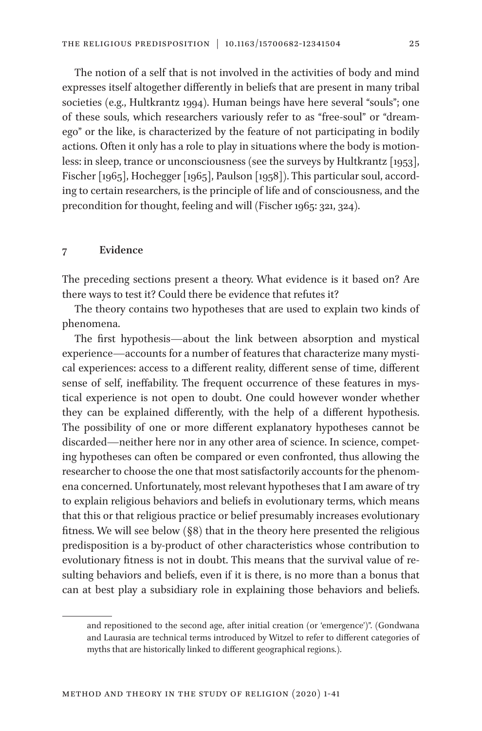The notion of a self that is not involved in the activities of body and mind expresses itself altogether differently in beliefs that are present in many tribal societies (e.g., Hultkrantz 1994). Human beings have here several "souls"; one of these souls, which researchers variously refer to as "free-soul" or "dream-ego" or the like, is characterized by the feature of not participating in bodily actions. Often it only has a role to play in situations where the body is motionless: in sleep, trance or unconsciousness (see the surveys by Hultkrantz [1953], Fischer [1965], Hochegger [1965], Paulson [1958]). This particular soul, according to certain researchers, is the principle of life and of consciousness, and the precondition for thought, feeling and will (Fischer 1965: 321, 324).

## 7 Evidence

The preceding sections present a theory. What evidence is it based on? Are there ways to test it? Could there be evidence that refutes it?

The theory contains two hypotheses that are used to explain two kinds of phenomena.

The first hypothesis—about the link between absorption and mystical experience—accounts for a number of features that characterize many mystical experiences: access to a different reality, different sense of time, different sense of self, ineffability. The frequent occurrence of these features in mystical experience is not open to doubt. One could however wonder whether they can be explained differently, with the help of a different hypothesis. The possibility of one or more different explanatory hypotheses cannot be discarded—neither here nor in any other area of science. In science, competing hypotheses can often be compared or even confronted, thus allowing the researcher to choose the one that most satisfactorily accounts for the phenomena concerned. Unfortunately, most relevant hypotheses that I am aware of try to explain religious behaviors and beliefs in evolutionary terms, which means that this or that religious practice or belief presumably increases evolutionary fitness. We will see below (§8) that in the theory here presented the religious predisposition is a by-product of other characteristics whose contribution to evolutionary fitness is not in doubt. This means that the survival value of resulting behaviors and beliefs, even if it is there, is no more than a bonus that can at best play a subsidiary role in explaining those behaviors and beliefs.

---

and repositioned to the second age, after initial creation (or 'emergence')". (Gondwana and Laurasia are technical terms introduced by Witzel to refer to different categories of myths that are historically linked to different geographical regions.).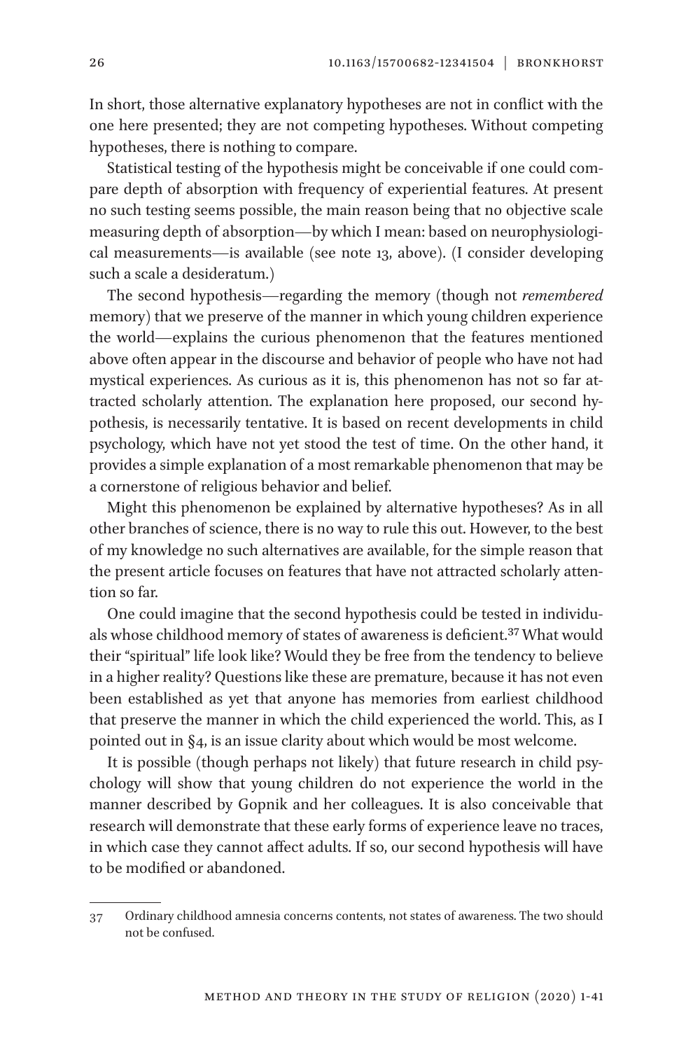In short, those alternative explanatory hypotheses are not in conflict with the one here presented; they are not competing hypotheses. Without competing hypotheses, there is nothing to compare.

Statistical testing of the hypothesis might be conceivable if one could compare depth of absorption with frequency of experiential features. At present no such testing seems possible, the main reason being that no objective scale measuring depth of absorption—by which I mean: based on neurophysiological measurements—is available (see note 13, above). (I consider developing such a scale a desideratum.)

The second hypothesis—regarding the memory (though not *remembered* memory) that we preserve of the manner in which young children experience the world—explains the curious phenomenon that the features mentioned above often appear in the discourse and behavior of people who have not had mystical experiences. As curious as it is, this phenomenon has not so far attracted scholarly attention. The explanation here proposed, our second hypothesis, is necessarily tentative. It is based on recent developments in child psychology, which have not yet stood the test of time. On the other hand, it provides a simple explanation of a most remarkable phenomenon that may be a cornerstone of religious behavior and belief.

Might this phenomenon be explained by alternative hypotheses? As in all other branches of science, there is no way to rule this out. However, to the best of my knowledge no such alternatives are available, for the simple reason that the present article focuses on features that have not attracted scholarly attention so far.

One could imagine that the second hypothesis could be tested in individuals whose childhood memory of states of awareness is deficient.[37] What would their "spiritual" life look like? Would they be free from the tendency to believe in a higher reality? Questions like these are premature, because it has not even been established as yet that anyone has memories from earliest childhood that preserve the manner in which the child experienced the world. This, as I pointed out in §4, is an issue clarity about which would be most welcome.

It is possible (though perhaps not likely) that future research in child psychology will show that young children do not experience the world in the manner described by Gopnik and her colleagues. It is also conceivable that research will demonstrate that these early forms of experience leave no traces, in which case they cannot affect adults. If so, our second hypothesis will have to be modified or abandoned.

---

37 Ordinary childhood amnesia concerns contents, not states of awareness. The two should not be confused.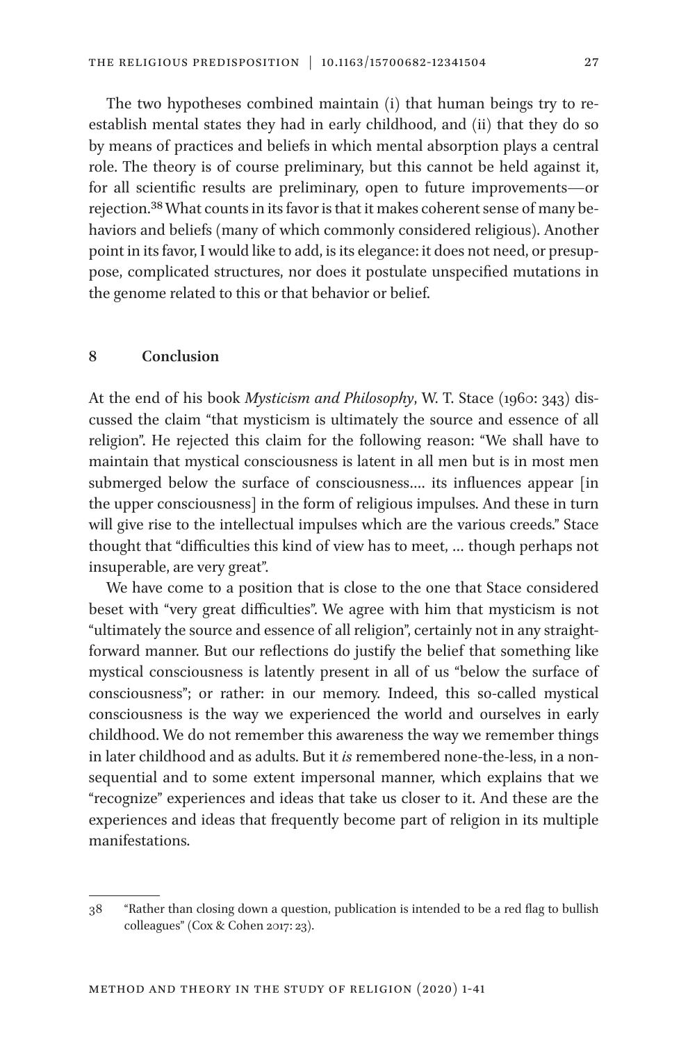The two hypotheses combined maintain (i) that human beings try to re-establish mental states they had in early childhood, and (ii) that they do so by means of practices and beliefs in which mental absorption plays a central role. The theory is of course preliminary, but this cannot be held against it, for all scientific results are preliminary, open to future improvements—or rejection.[38] What counts in its favor is that it makes coherent sense of many behaviors and beliefs (many of which commonly considered religious). Another point in its favor, I would like to add, is its elegance: it does not need, or presuppose, complicated structures, nor does it postulate unspecified mutations in the genome related to this or that behavior or belief.

## 8 Conclusion

At the end of his book *Mysticism and Philosophy*, W. T. Stace (1960: 343) discussed the claim "that mysticism is ultimately the source and essence of all religion". He rejected this claim for the following reason: "We shall have to maintain that mystical consciousness is latent in all men but is in most men submerged below the surface of consciousness.… its influences appear [in the upper consciousness] in the form of religious impulses. And these in turn will give rise to the intellectual impulses which are the various creeds." Stace thought that "difficulties this kind of view has to meet, … though perhaps not insuperable, are very great".

We have come to a position that is close to the one that Stace considered beset with "very great difficulties". We agree with him that mysticism is not "ultimately the source and essence of all religion", certainly not in any straightforward manner. But our reflections do justify the belief that something like mystical consciousness is latently present in all of us "below the surface of consciousness"; or rather: in our memory. Indeed, this so-called mystical consciousness is the way we experienced the world and ourselves in early childhood. We do not remember this awareness the way we remember things in later childhood and as adults. But it *is* remembered none-the-less, in a non-sequential and to some extent impersonal manner, which explains that we "recognize" experiences and ideas that take us closer to it. And these are the experiences and ideas that frequently become part of religion in its multiple manifestations.

38 "Rather than closing down a question, publication is intended to be a red flag to bullish colleagues" (Cox & Cohen 2017: 23).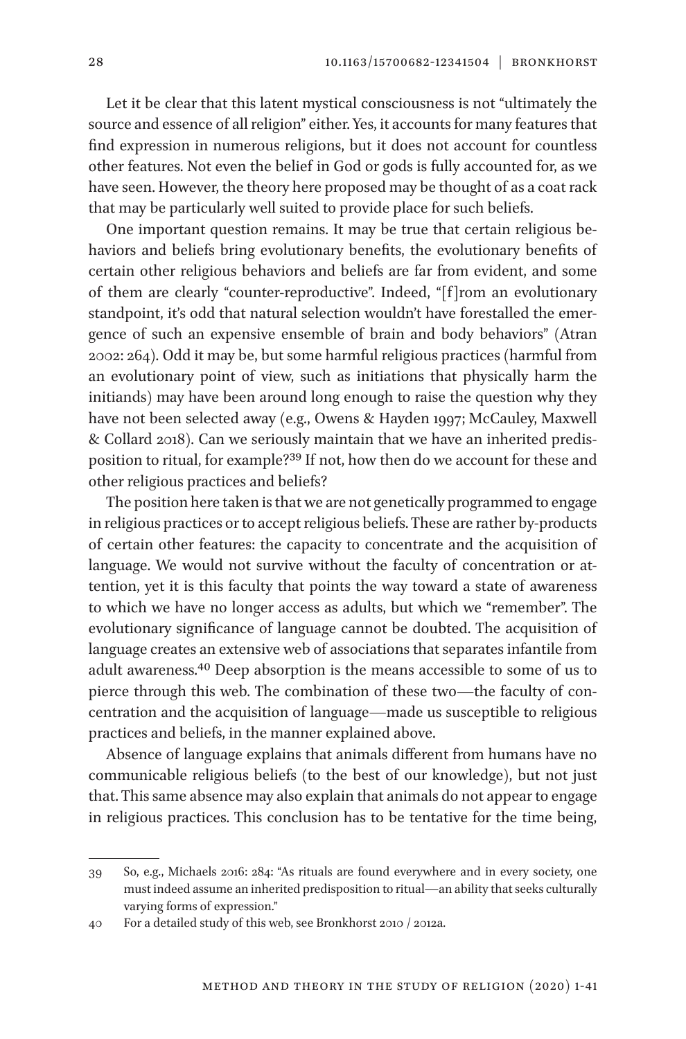Let it be clear that this latent mystical consciousness is not "ultimately the source and essence of all religion" either. Yes, it accounts for many features that find expression in numerous religions, but it does not account for countless other features. Not even the belief in God or gods is fully accounted for, as we have seen. However, the theory here proposed may be thought of as a coat rack that may be particularly well suited to provide place for such beliefs.

One important question remains. It may be true that certain religious behaviors and beliefs bring evolutionary benefits, the evolutionary benefits of certain other religious behaviors and beliefs are far from evident, and some of them are clearly "counter-reproductive". Indeed, "[f]rom an evolutionary standpoint, it's odd that natural selection wouldn't have forestalled the emergence of such an expensive ensemble of brain and body behaviors" (Atran 2002: 264). Odd it may be, but some harmful religious practices (harmful from an evolutionary point of view, such as initiations that physically harm the initiands) may have been around long enough to raise the question why they have not been selected away (e.g., Owens & Hayden 1997; McCauley, Maxwell & Collard 2018). Can we seriously maintain that we have an inherited predisposition to ritual, for example?[39] If not, how then do we account for these and other religious practices and beliefs?

The position here taken is that we are not genetically programmed to engage in religious practices or to accept religious beliefs. These are rather by-products of certain other features: the capacity to concentrate and the acquisition of language. We would not survive without the faculty of concentration or attention, yet it is this faculty that points the way toward a state of awareness to which we have no longer access as adults, but which we "remember". The evolutionary significance of language cannot be doubted. The acquisition of language creates an extensive web of associations that separates infantile from adult awareness.[40] Deep absorption is the means accessible to some of us to pierce through this web. The combination of these two—the faculty of concentration and the acquisition of language—made us susceptible to religious practices and beliefs, in the manner explained above.

Absence of language explains that animals different from humans have no communicable religious beliefs (to the best of our knowledge), but not just that. This same absence may also explain that animals do not appear to engage in religious practices. This conclusion has to be tentative for the time being,

---

39 So, e.g., Michaels 2016: 284: "As rituals are found everywhere and in every society, one must indeed assume an inherited predisposition to ritual—an ability that seeks culturally varying forms of expression."

40 For a detailed study of this web, see Bronkhorst 2010 / 2012a.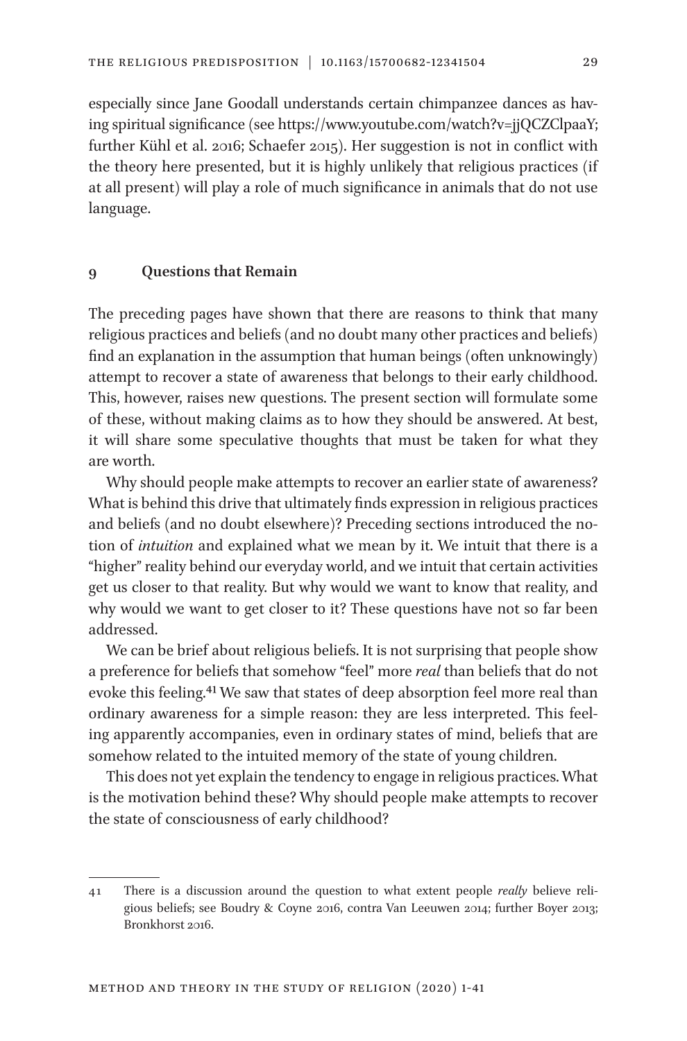especially since Jane Goodall understands certain chimpanzee dances as having spiritual significance (see https://www.youtube.com/watch?v=jjQCZClpaaY; further Kühl et al. 2016; Schaefer 2015). Her suggestion is not in conflict with the theory here presented, but it is highly unlikely that religious practices (if at all present) will play a role of much significance in animals that do not use language.

## 9 Questions that Remain

The preceding pages have shown that there are reasons to think that many religious practices and beliefs (and no doubt many other practices and beliefs) find an explanation in the assumption that human beings (often unknowingly) attempt to recover a state of awareness that belongs to their early childhood. This, however, raises new questions. The present section will formulate some of these, without making claims as to how they should be answered. At best, it will share some speculative thoughts that must be taken for what they are worth.

Why should people make attempts to recover an earlier state of awareness? What is behind this drive that ultimately finds expression in religious practices and beliefs (and no doubt elsewhere)? Preceding sections introduced the notion of *intuition* and explained what we mean by it. We intuit that there is a "higher" reality behind our everyday world, and we intuit that certain activities get us closer to that reality. But why would we want to know that reality, and why would we want to get closer to it? These questions have not so far been addressed.

We can be brief about religious beliefs. It is not surprising that people show a preference for beliefs that somehow "feel" more *real* than beliefs that do not evoke this feeling.[41] We saw that states of deep absorption feel more real than ordinary awareness for a simple reason: they are less interpreted. This feeling apparently accompanies, even in ordinary states of mind, beliefs that are somehow related to the intuited memory of the state of young children.

This does not yet explain the tendency to engage in religious practices. What is the motivation behind these? Why should people make attempts to recover the state of consciousness of early childhood?

---

41 There is a discussion around the question to what extent people *really* believe religious beliefs; see Boudry & Coyne 2016, contra Van Leeuwen 2014; further Boyer 2013; Bronkhorst 2016.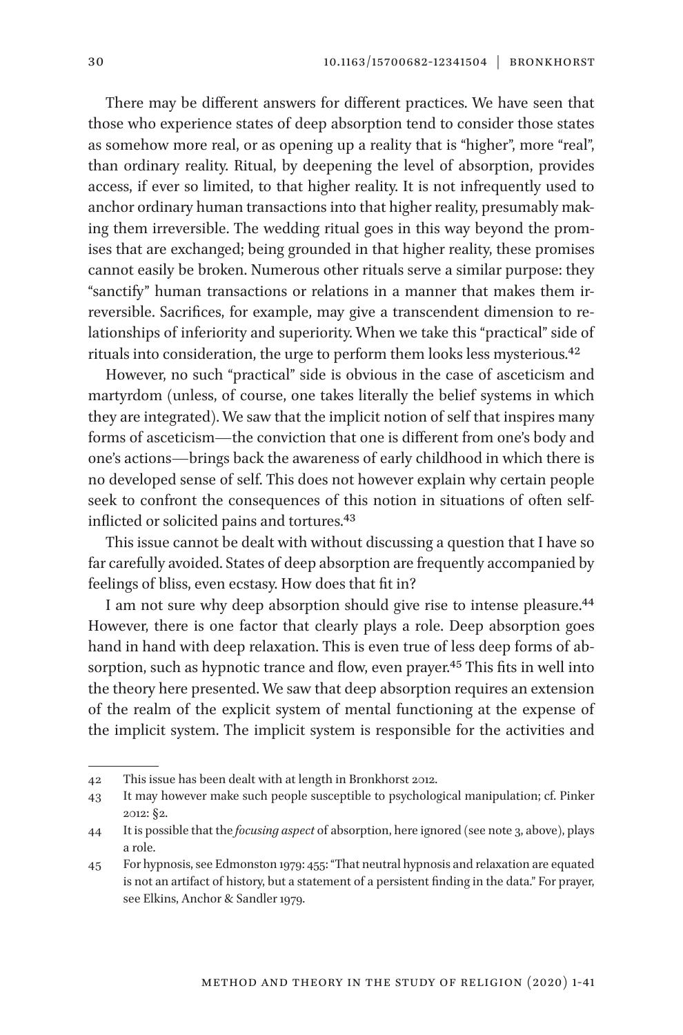There may be different answers for different practices. We have seen that those who experience states of deep absorption tend to consider those states as somehow more real, or as opening up a reality that is "higher", more "real", than ordinary reality. Ritual, by deepening the level of absorption, provides access, if ever so limited, to that higher reality. It is not infrequently used to anchor ordinary human transactions into that higher reality, presumably making them irreversible. The wedding ritual goes in this way beyond the promises that are exchanged; being grounded in that higher reality, these promises cannot easily be broken. Numerous other rituals serve a similar purpose: they "sanctify" human transactions or relations in a manner that makes them irreversible. Sacrifices, for example, may give a transcendent dimension to relationships of inferiority and superiority. When we take this "practical" side of rituals into consideration, the urge to perform them looks less mysterious.[42]

However, no such "practical" side is obvious in the case of asceticism and martyrdom (unless, of course, one takes literally the belief systems in which they are integrated). We saw that the implicit notion of self that inspires many forms of asceticism—the conviction that one is different from one's body and one's actions—brings back the awareness of early childhood in which there is no developed sense of self. This does not however explain why certain people seek to confront the consequences of this notion in situations of often self-inflicted or solicited pains and tortures.[43]

This issue cannot be dealt with without discussing a question that I have so far carefully avoided. States of deep absorption are frequently accompanied by feelings of bliss, even ecstasy. How does that fit in?

I am not sure why deep absorption should give rise to intense pleasure.[44] However, there is one factor that clearly plays a role. Deep absorption goes hand in hand with deep relaxation. This is even true of less deep forms of absorption, such as hypnotic trance and flow, even prayer.[45] This fits in well into the theory here presented. We saw that deep absorption requires an extension of the realm of the explicit system of mental functioning at the expense of the implicit system. The implicit system is responsible for the activities and

---

42 This issue has been dealt with at length in Bronkhorst 2012.

43 It may however make such people susceptible to psychological manipulation; cf. Pinker 2012: §2.

44 It is possible that the *focusing aspect* of absorption, here ignored (see note 3, above), plays a role.

45 For hypnosis, see Edmonston 1979: 455: "That neutral hypnosis and relaxation are equated is not an artifact of history, but a statement of a persistent finding in the data." For prayer, see Elkins, Anchor & Sandler 1979.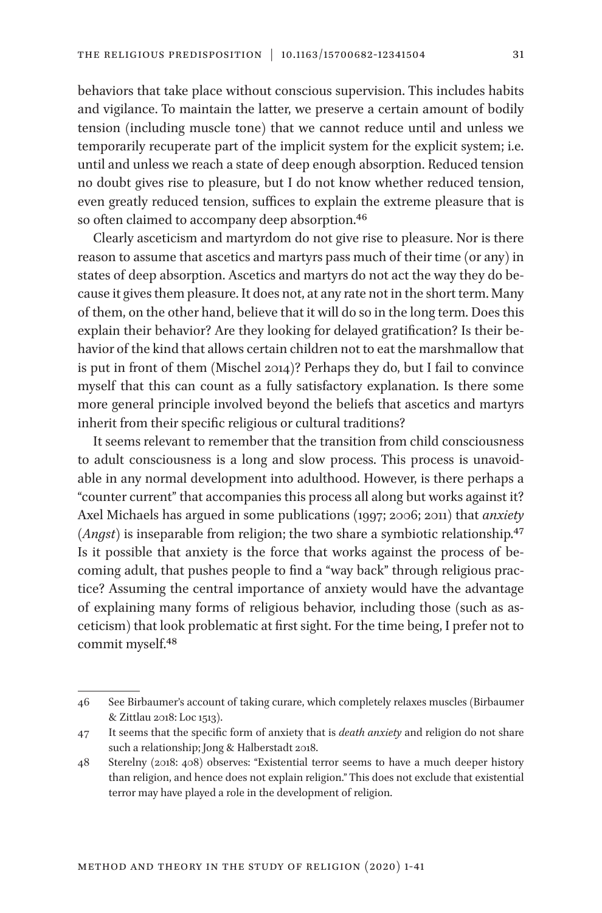behaviors that take place without conscious supervision. This includes habits and vigilance. To maintain the latter, we preserve a certain amount of bodily tension (including muscle tone) that we cannot reduce until and unless we temporarily recuperate part of the implicit system for the explicit system; i.e. until and unless we reach a state of deep enough absorption. Reduced tension no doubt gives rise to pleasure, but I do not know whether reduced tension, even greatly reduced tension, suffices to explain the extreme pleasure that is so often claimed to accompany deep absorption.[46]

Clearly asceticism and martyrdom do not give rise to pleasure. Nor is there reason to assume that ascetics and martyrs pass much of their time (or any) in states of deep absorption. Ascetics and martyrs do not act the way they do because it gives them pleasure. It does not, at any rate not in the short term. Many of them, on the other hand, believe that it will do so in the long term. Does this explain their behavior? Are they looking for delayed gratification? Is their behavior of the kind that allows certain children not to eat the marshmallow that is put in front of them (Mischel 2014)? Perhaps they do, but I fail to convince myself that this can count as a fully satisfactory explanation. Is there some more general principle involved beyond the beliefs that ascetics and martyrs inherit from their specific religious or cultural traditions?

It seems relevant to remember that the transition from child consciousness to adult consciousness is a long and slow process. This process is unavoidable in any normal development into adulthood. However, is there perhaps a "counter current" that accompanies this process all along but works against it? Axel Michaels has argued in some publications (1997; 2006; 2011) that *anxiety* (*Angst*) is inseparable from religion; the two share a symbiotic relationship.[47] Is it possible that anxiety is the force that works against the process of becoming adult, that pushes people to find a "way back" through religious practice? Assuming the central importance of anxiety would have the advantage of explaining many forms of religious behavior, including those (such as asceticism) that look problematic at first sight. For the time being, I prefer not to commit myself.[48]

---

46 See Birbaumer's account of taking curare, which completely relaxes muscles (Birbaumer & Zittlau 2018: Loc 1513).

47 It seems that the specific form of anxiety that is *death anxiety* and religion do not share such a relationship; Jong & Halberstadt 2018.

48 Sterelny (2018: 408) observes: "Existential terror seems to have a much deeper history than religion, and hence does not explain religion." This does not exclude that existential terror may have played a role in the development of religion.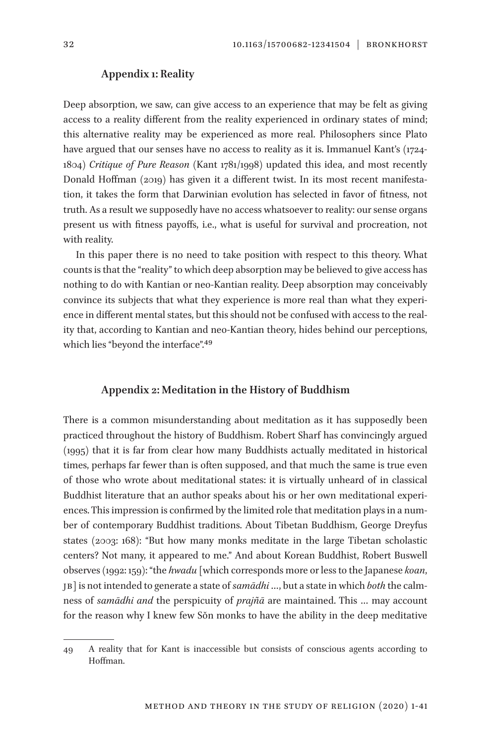## Appendix 1: Reality

Deep absorption, we saw, can give access to an experience that may be felt as giving access to a reality different from the reality experienced in ordinary states of mind; this alternative reality may be experienced as more real. Philosophers since Plato have argued that our senses have no access to reality as it is. Immanuel Kant's (1724-1804) *Critique of Pure Reason* (Kant 1781/1998) updated this idea, and most recently Donald Hoffman (2019) has given it a different twist. In its most recent manifestation, it takes the form that Darwinian evolution has selected in favor of fitness, not truth. As a result we supposedly have no access whatsoever to reality: our sense organs present us with fitness payoffs, i.e., what is useful for survival and procreation, not with reality.

In this paper there is no need to take position with respect to this theory. What counts is that the "reality" to which deep absorption may be believed to give access has nothing to do with Kantian or neo-Kantian reality. Deep absorption may conceivably convince its subjects that what they experience is more real than what they experience in different mental states, but this should not be confused with access to the reality that, according to Kantian and neo-Kantian theory, hides behind our perceptions, which lies "beyond the interface".[49]

## Appendix 2: Meditation in the History of Buddhism

There is a common misunderstanding about meditation as it has supposedly been practiced throughout the history of Buddhism. Robert Sharf has convincingly argued (1995) that it is far from clear how many Buddhists actually meditated in historical times, perhaps far fewer than is often supposed, and that much the same is true even of those who wrote about meditational states: it is virtually unheard of in classical Buddhist literature that an author speaks about his or her own meditational experiences. This impression is confirmed by the limited role that meditation plays in a number of contemporary Buddhist traditions. About Tibetan Buddhism, George Dreyfus states (2003: 168): "But how many monks meditate in the large Tibetan scholastic centers? Not many, it appeared to me." And about Korean Buddhist, Robert Buswell observes (1992: 159): "the *hwadu* [which corresponds more or less to the Japanese *koan*, JB] is not intended to generate a state of *samādhi* …, but a state in which *both* the calmness of *samādhi and* the perspicuity of *prajñā* are maintained. This … may account for the reason why I knew few Sŏn monks to have the ability in the deep meditative

49 A reality that for Kant is inaccessible but consists of conscious agents according to Hoffman.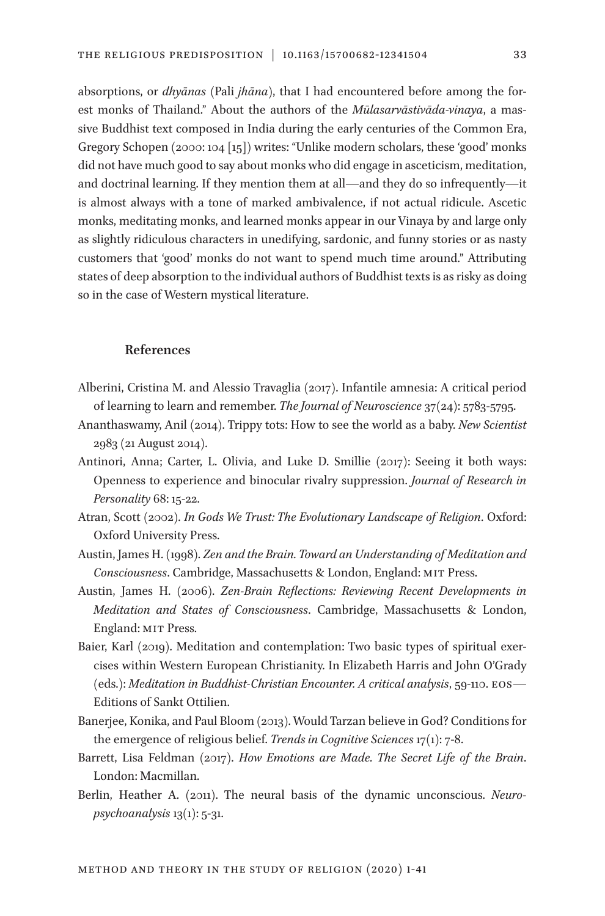absorptions, or *dhyānas* (Pali *jhāna*), that I had encountered before among the forest monks of Thailand." About the authors of the *Mūlasarvāstivāda-vinaya*, a massive Buddhist text composed in India during the early centuries of the Common Era, Gregory Schopen (2000: 104 [15]) writes: "Unlike modern scholars, these 'good' monks did not have much good to say about monks who did engage in asceticism, meditation, and doctrinal learning. If they mention them at all—and they do so infrequently—it is almost always with a tone of marked ambivalence, if not actual ridicule. Ascetic monks, meditating monks, and learned monks appear in our Vinaya by and large only as slightly ridiculous characters in unedifying, sardonic, and funny stories or as nasty customers that 'good' monks do not want to spend much time around." Attributing states of deep absorption to the individual authors of Buddhist texts is as risky as doing so in the case of Western mystical literature.

## References

Alberini, Cristina M. and Alessio Travaglia (2017). Infantile amnesia: A critical period of learning to learn and remember. *The Journal of Neuroscience* 37(24): 5783-5795.

Ananthaswamy, Anil (2014). Trippy tots: How to see the world as a baby. *New Scientist* 2983 (21 August 2014).

Antinori, Anna; Carter, L. Olivia, and Luke D. Smillie (2017): Seeing it both ways: Openness to experience and binocular rivalry suppression. *Journal of Research in Personality* 68: 15-22.

Atran, Scott (2002). *In Gods We Trust: The Evolutionary Landscape of Religion*. Oxford: Oxford University Press.

Austin, James H. (1998). *Zen and the Brain. Toward an Understanding of Meditation and Consciousness*. Cambridge, Massachusetts & London, England: MIT Press.

Austin, James H. (2006). *Zen-Brain Reflections: Reviewing Recent Developments in Meditation and States of Consciousness*. Cambridge, Massachusetts & London, England: MIT Press.

Baier, Karl (2019). Meditation and contemplation: Two basic types of spiritual exercises within Western European Christianity. In Elizabeth Harris and John O'Grady (eds.): *Meditation in Buddhist-Christian Encounter. A critical analysis*, 59-110. EOS—Editions of Sankt Ottilien.

Banerjee, Konika, and Paul Bloom (2013). Would Tarzan believe in God? Conditions for the emergence of religious belief. *Trends in Cognitive Sciences* 17(1): 7-8.

Barrett, Lisa Feldman (2017). *How Emotions are Made. The Secret Life of the Brain*. London: Macmillan.

Berlin, Heather A. (2011). The neural basis of the dynamic unconscious. *Neuropsychoanalysis* 13(1): 5-31.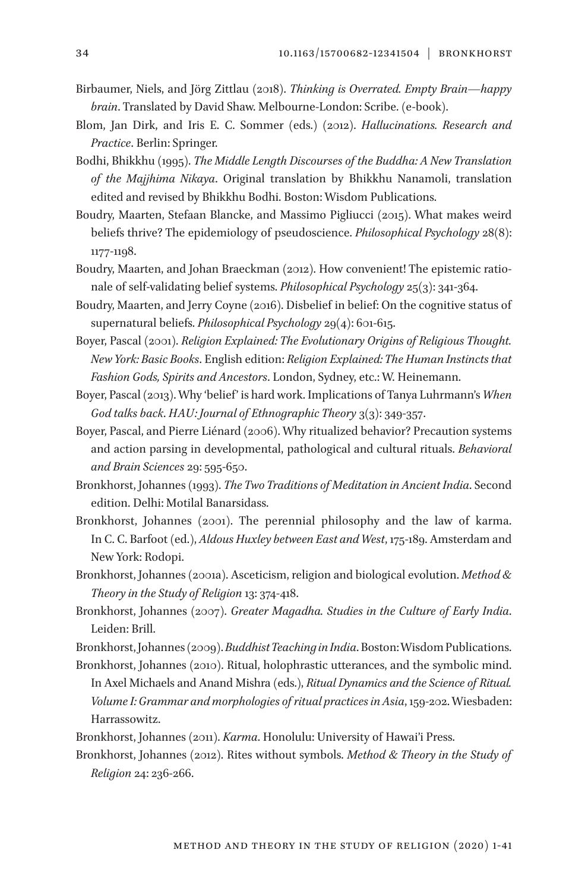Birbaumer, Niels, and Jörg Zittlau (2018). *Thinking is Overrated. Empty Brain—happy brain*. Translated by David Shaw. Melbourne-London: Scribe. (e-book).

Blom, Jan Dirk, and Iris E. C. Sommer (eds.) (2012). *Hallucinations. Research and Practice*. Berlin: Springer.

Bodhi, Bhikkhu (1995). *The Middle Length Discourses of the Buddha: A New Translation of the Majjhima Nikaya*. Original translation by Bhikkhu Nanamoli, translation edited and revised by Bhikkhu Bodhi. Boston: Wisdom Publications.

Boudry, Maarten, Stefaan Blancke, and Massimo Pigliucci (2015). What makes weird beliefs thrive? The epidemiology of pseudoscience. *Philosophical Psychology* 28(8): 1177-1198.

Boudry, Maarten, and Johan Braeckman (2012). How convenient! The epistemic rationale of self-validating belief systems. *Philosophical Psychology* 25(3): 341-364.

Boudry, Maarten, and Jerry Coyne (2016). Disbelief in belief: On the cognitive status of supernatural beliefs. *Philosophical Psychology* 29(4): 601-615.

Boyer, Pascal (2001). *Religion Explained: The Evolutionary Origins of Religious Thought. New York: Basic Books*. English edition: *Religion Explained: The Human Instincts that Fashion Gods, Spirits and Ancestors*. London, Sydney, etc.: W. Heinemann.

Boyer, Pascal (2013). Why 'belief' is hard work. Implications of Tanya Luhrmann's *When God talks back*. *HAU: Journal of Ethnographic Theory* 3(3): 349-357.

Boyer, Pascal, and Pierre Liénard (2006). Why ritualized behavior? Precaution systems and action parsing in developmental, pathological and cultural rituals. *Behavioral and Brain Sciences* 29: 595-650.

Bronkhorst, Johannes (1993). *The Two Traditions of Meditation in Ancient India*. Second edition. Delhi: Motilal Banarsidass.

Bronkhorst, Johannes (2001). The perennial philosophy and the law of karma. In C. C. Barfoot (ed.), *Aldous Huxley between East and West*, 175-189. Amsterdam and New York: Rodopi.

Bronkhorst, Johannes (2001a). Asceticism, religion and biological evolution. *Method & Theory in the Study of Religion* 13: 374-418.

Bronkhorst, Johannes (2007). *Greater Magadha. Studies in the Culture of Early India*. Leiden: Brill.

Bronkhorst, Johannes (2009). *Buddhist Teaching in India*. Boston: Wisdom Publications.

Bronkhorst, Johannes (2010). Ritual, holophrastic utterances, and the symbolic mind. In Axel Michaels and Anand Mishra (eds.), *Ritual Dynamics and the Science of Ritual. Volume I: Grammar and morphologies of ritual practices in Asia*, 159-202. Wiesbaden: Harrassowitz.

Bronkhorst, Johannes (2011). *Karma*. Honolulu: University of Hawai'i Press.

Bronkhorst, Johannes (2012). Rites without symbols. *Method & Theory in the Study of Religion* 24: 236-266.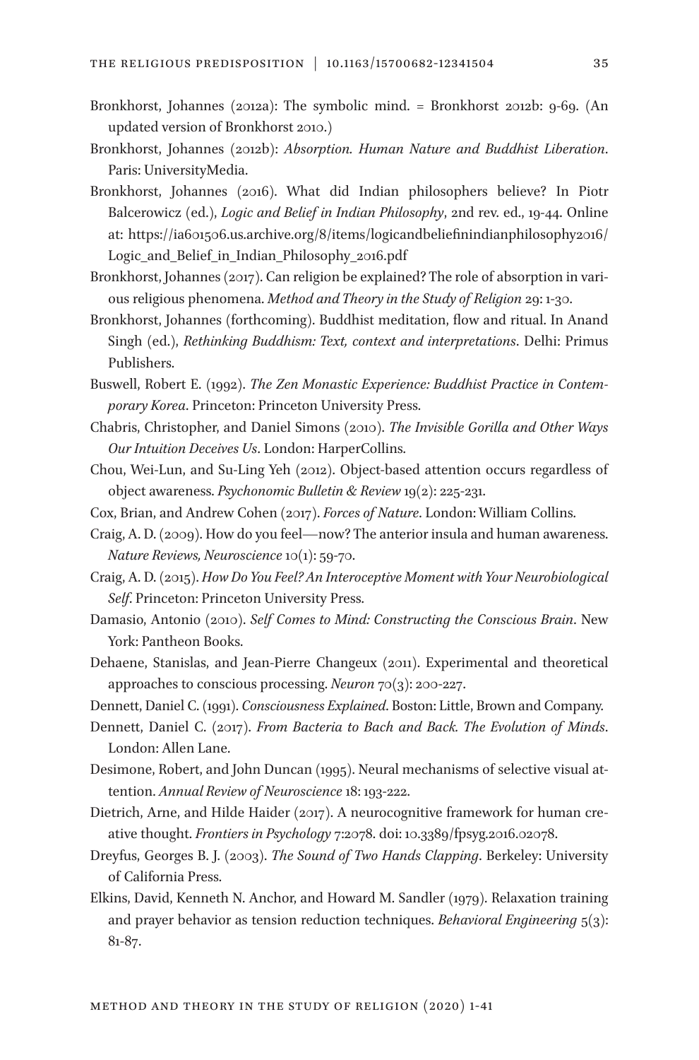Bronkhorst, Johannes (2012a): The symbolic mind. = Bronkhorst 2012b: 9-69. (An updated version of Bronkhorst 2010.)

Bronkhorst, Johannes (2012b): *Absorption. Human Nature and Buddhist Liberation*. Paris: UniversityMedia.

Bronkhorst, Johannes (2016). What did Indian philosophers believe? In Piotr Balcerowicz (ed.), *Logic and Belief in Indian Philosophy*, 2nd rev. ed., 19-44. Online at: https://ia601506.us.archive.org/8/items/logicandbeliefinindianphilosophy2016/Logic_and_Belief_in_Indian_Philosophy_2016.pdf

Bronkhorst, Johannes (2017). Can religion be explained? The role of absorption in various religious phenomena. *Method and Theory in the Study of Religion* 29: 1-30.

Bronkhorst, Johannes (forthcoming). Buddhist meditation, flow and ritual. In Anand Singh (ed.), *Rethinking Buddhism: Text, context and interpretations*. Delhi: Primus Publishers.

Buswell, Robert E. (1992). *The Zen Monastic Experience: Buddhist Practice in Contemporary Korea*. Princeton: Princeton University Press.

Chabris, Christopher, and Daniel Simons (2010). *The Invisible Gorilla and Other Ways Our Intuition Deceives Us*. London: HarperCollins.

Chou, Wei-Lun, and Su-Ling Yeh (2012). Object-based attention occurs regardless of object awareness. *Psychonomic Bulletin & Review* 19(2): 225-231.

Cox, Brian, and Andrew Cohen (2017). *Forces of Nature*. London: William Collins.

Craig, A. D. (2009). How do you feel—now? The anterior insula and human awareness. *Nature Reviews, Neuroscience* 10(1): 59-70.

Craig, A. D. (2015). *How Do You Feel? An Interoceptive Moment with Your Neurobiological Self*. Princeton: Princeton University Press.

Damasio, Antonio (2010). *Self Comes to Mind: Constructing the Conscious Brain*. New York: Pantheon Books.

Dehaene, Stanislas, and Jean-Pierre Changeux (2011). Experimental and theoretical approaches to conscious processing. *Neuron* 70(3): 200-227.

Dennett, Daniel C. (1991). *Consciousness Explained*. Boston: Little, Brown and Company.

Dennett, Daniel C. (2017). *From Bacteria to Bach and Back. The Evolution of Minds*. London: Allen Lane.

Desimone, Robert, and John Duncan (1995). Neural mechanisms of selective visual attention. *Annual Review of Neuroscience* 18: 193-222.

Dietrich, Arne, and Hilde Haider (2017). A neurocognitive framework for human creative thought. *Frontiers in Psychology* 7:2078. doi: 10.3389/fpsyg.2016.02078.

Dreyfus, Georges B. J. (2003). *The Sound of Two Hands Clapping*. Berkeley: University of California Press.

Elkins, David, Kenneth N. Anchor, and Howard M. Sandler (1979). Relaxation training and prayer behavior as tension reduction techniques. *Behavioral Engineering* 5(3): 81-87.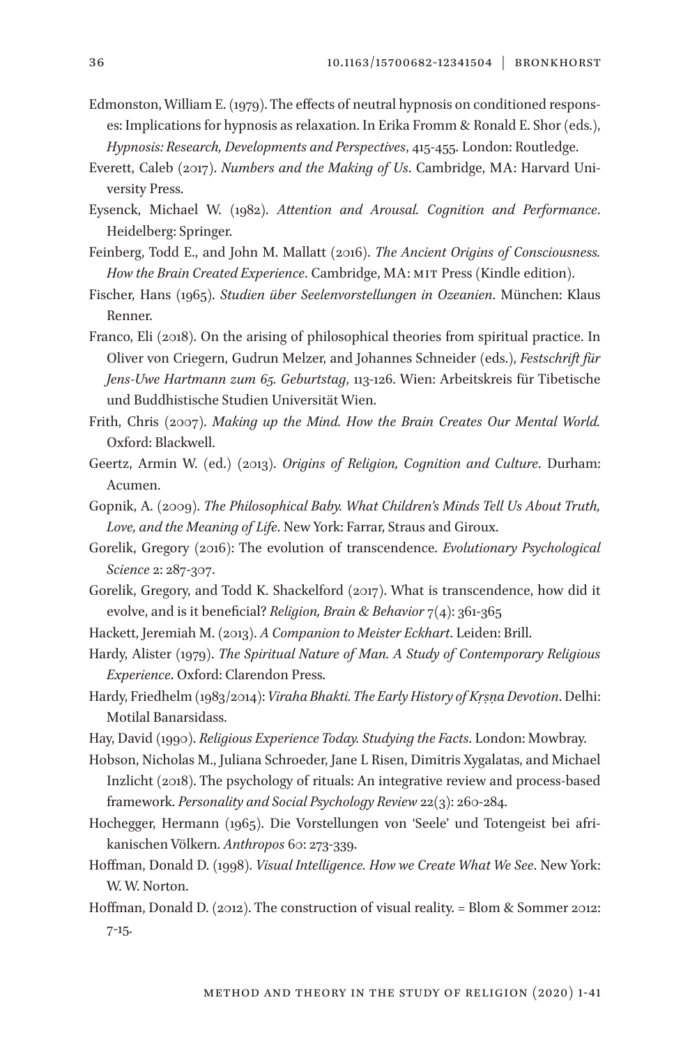Edmonston, William E. (1979). The effects of neutral hypnosis on conditioned responses: Implications for hypnosis as relaxation. In Erika Fromm & Ronald E. Shor (eds.), *Hypnosis: Research, Developments and Perspectives*, 415-455. London: Routledge.

Everett, Caleb (2017). *Numbers and the Making of Us*. Cambridge, MA: Harvard University Press.

Eysenck, Michael W. (1982). *Attention and Arousal. Cognition and Performance*. Heidelberg: Springer.

Feinberg, Todd E., and John M. Mallatt (2016). *The Ancient Origins of Consciousness. How the Brain Created Experience*. Cambridge, MA: MIT Press (Kindle edition).

Fischer, Hans (1965). *Studien über Seelenvorstellungen in Ozeanien*. München: Klaus Renner.

Franco, Eli (2018). On the arising of philosophical theories from spiritual practice. In Oliver von Criegern, Gudrun Melzer, and Johannes Schneider (eds.), *Festschrift für Jens-Uwe Hartmann zum 65. Geburtstag*, 113-126. Wien: Arbeitskreis für Tibetische und Buddhistische Studien Universität Wien.

Frith, Chris (2007). *Making up the Mind. How the Brain Creates Our Mental World*. Oxford: Blackwell.

Geertz, Armin W. (ed.) (2013). *Origins of Religion, Cognition and Culture*. Durham: Acumen.

Gopnik, A. (2009). *The Philosophical Baby. What Children's Minds Tell Us About Truth, Love, and the Meaning of Life*. New York: Farrar, Straus and Giroux.

Gorelik, Gregory (2016): The evolution of transcendence. *Evolutionary Psychological Science* 2: 287-307.

Gorelik, Gregory, and Todd K. Shackelford (2017). What is transcendence, how did it evolve, and is it beneficial? *Religion, Brain & Behavior* 7(4): 361-365

Hackett, Jeremiah M. (2013). *A Companion to Meister Eckhart*. Leiden: Brill.

Hardy, Alister (1979). *The Spiritual Nature of Man. A Study of Contemporary Religious Experience*. Oxford: Clarendon Press.

Hardy, Friedhelm (1983/2014): *Viraha Bhakti. The Early History of Kṛṣṇa Devotion*. Delhi: Motilal Banarsidass.

Hay, David (1990). *Religious Experience Today. Studying the Facts*. London: Mowbray.

Hobson, Nicholas M., Juliana Schroeder, Jane L Risen, Dimitris Xygalatas, and Michael Inzlicht (2018). The psychology of rituals: An integrative review and process-based framework. *Personality and Social Psychology Review* 22(3): 260-284.

Hochegger, Hermann (1965). Die Vorstellungen von 'Seele' und Totengeist bei afrikanischen Völkern. *Anthropos* 60: 273-339.

Hoffman, Donald D. (1998). *Visual Intelligence. How we Create What We See*. New York: W. W. Norton.

Hoffman, Donald D. (2012). The construction of visual reality. = Blom & Sommer 2012: 7-15.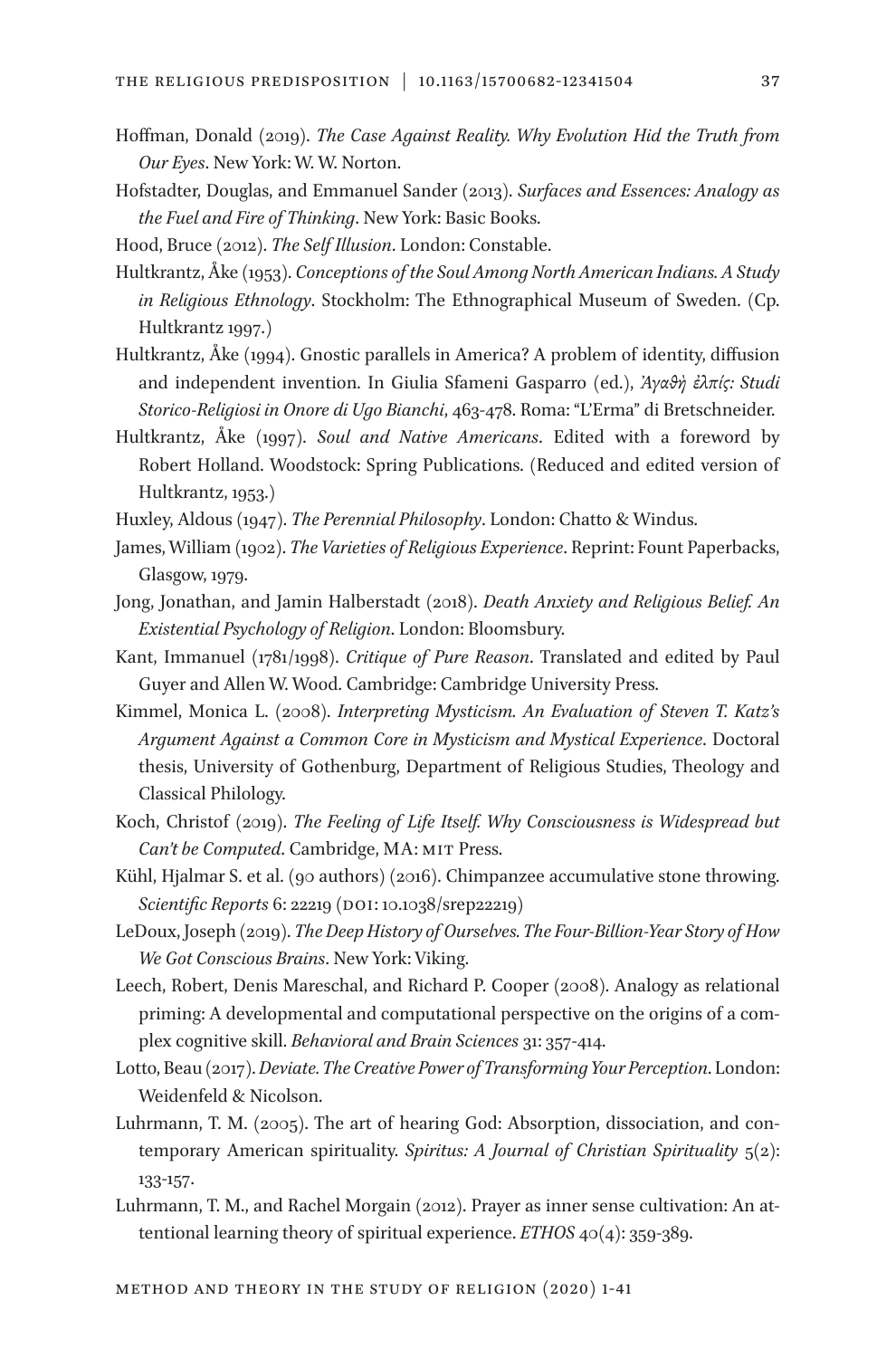Hoffman, Donald (2019). *The Case Against Reality. Why Evolution Hid the Truth from Our Eyes*. New York: W. W. Norton.

Hofstadter, Douglas, and Emmanuel Sander (2013). *Surfaces and Essences: Analogy as the Fuel and Fire of Thinking*. New York: Basic Books.

Hood, Bruce (2012). *The Self Illusion*. London: Constable.

Hultkrantz, Åke (1953). *Conceptions of the Soul Among North American Indians. A Study in Religious Ethnology*. Stockholm: The Ethnographical Museum of Sweden. (Cp. Hultkrantz 1997.)

Hultkrantz, Åke (1994). Gnostic parallels in America? A problem of identity, diffusion and independent invention. In Giulia Sfameni Gasparro (ed.), *Ἀγαθὴ ἐλπίς: Studi Storico-Religiosi in Onore di Ugo Bianchi*, 463-478. Roma: "L'Erma" di Bretschneider.

Hultkrantz, Åke (1997). *Soul and Native Americans*. Edited with a foreword by Robert Holland. Woodstock: Spring Publications. (Reduced and edited version of Hultkrantz, 1953.)

Huxley, Aldous (1947). *The Perennial Philosophy*. London: Chatto & Windus.

James, William (1902). *The Varieties of Religious Experience*. Reprint: Fount Paperbacks, Glasgow, 1979.

Jong, Jonathan, and Jamin Halberstadt (2018). *Death Anxiety and Religious Belief. An Existential Psychology of Religion*. London: Bloomsbury.

Kant, Immanuel (1781/1998). *Critique of Pure Reason*. Translated and edited by Paul Guyer and Allen W. Wood. Cambridge: Cambridge University Press.

Kimmel, Monica L. (2008). *Interpreting Mysticism. An Evaluation of Steven T. Katz's Argument Against a Common Core in Mysticism and Mystical Experience*. Doctoral thesis, University of Gothenburg, Department of Religious Studies, Theology and Classical Philology.

Koch, Christof (2019). *The Feeling of Life Itself. Why Consciousness is Widespread but Can't be Computed*. Cambridge, MA: MIT Press.

Kühl, Hjalmar S. et al. (90 authors) (2016). Chimpanzee accumulative stone throwing. *Scientific Reports* 6: 22219 (DOI: 10.1038/srep22219)

LeDoux, Joseph (2019). *The Deep History of Ourselves. The Four-Billion-Year Story of How We Got Conscious Brains*. New York: Viking.

Leech, Robert, Denis Mareschal, and Richard P. Cooper (2008). Analogy as relational priming: A developmental and computational perspective on the origins of a complex cognitive skill. *Behavioral and Brain Sciences* 31: 357-414.

Lotto, Beau (2017). *Deviate. The Creative Power of Transforming Your Perception*. London: Weidenfeld & Nicolson.

Luhrmann, T. M. (2005). The art of hearing God: Absorption, dissociation, and contemporary American spirituality. *Spiritus: A Journal of Christian Spirituality* 5(2): 133-157.

Luhrmann, T. M., and Rachel Morgain (2012). Prayer as inner sense cultivation: An attentional learning theory of spiritual experience. *ETHOS* 40(4): 359-389.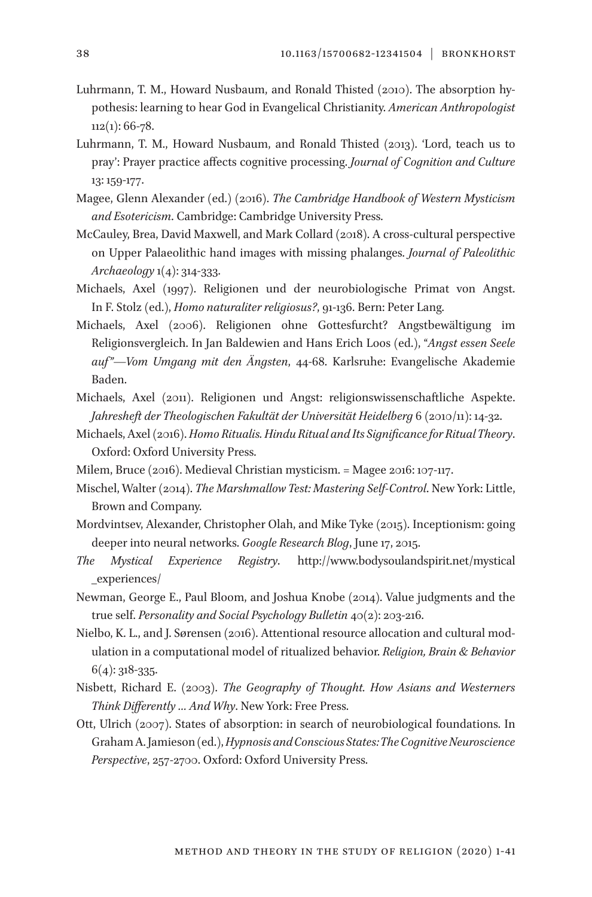Luhrmann, T. M., Howard Nusbaum, and Ronald Thisted (2010). The absorption hypothesis: learning to hear God in Evangelical Christianity. *American Anthropologist* 112(1): 66-78.

Luhrmann, T. M., Howard Nusbaum, and Ronald Thisted (2013). 'Lord, teach us to pray': Prayer practice affects cognitive processing. *Journal of Cognition and Culture* 13: 159-177.

Magee, Glenn Alexander (ed.) (2016). *The Cambridge Handbook of Western Mysticism and Esotericism*. Cambridge: Cambridge University Press.

McCauley, Brea, David Maxwell, and Mark Collard (2018). A cross-cultural perspective on Upper Palaeolithic hand images with missing phalanges. *Journal of Paleolithic Archaeology* 1(4): 314-333.

Michaels, Axel (1997). Religionen und der neurobiologische Primat von Angst. In F. Stolz (ed.), *Homo naturaliter religiosus?*, 91-136. Bern: Peter Lang.

Michaels, Axel (2006). Religionen ohne Gottesfurcht? Angstbewältigung im Religionsvergleich. In Jan Baldewien and Hans Erich Loos (ed.), "*Angst essen Seele auf*"—*Vom Umgang mit den Ängsten*, 44-68. Karlsruhe: Evangelische Akademie Baden.

Michaels, Axel (2011). Religionen und Angst: religionswissenschaftliche Aspekte. *Jahresheft der Theologischen Fakultät der Universität Heidelberg* 6 (2010/11): 14-32.

Michaels, Axel (2016). *Homo Ritualis. Hindu Ritual and Its Significance for Ritual Theory*. Oxford: Oxford University Press.

Milem, Bruce (2016). Medieval Christian mysticism. = Magee 2016: 107-117.

Mischel, Walter (2014). *The Marshmallow Test: Mastering Self-Control*. New York: Little, Brown and Company.

Mordvintsev, Alexander, Christopher Olah, and Mike Tyke (2015). Inceptionism: going deeper into neural networks. *Google Research Blog*, June 17, 2015.

*The Mystical Experience Registry*. http://www.bodysoulandspirit.net/mystical_experiences/

Newman, George E., Paul Bloom, and Joshua Knobe (2014). Value judgments and the true self. *Personality and Social Psychology Bulletin* 40(2): 203-216.

Nielbo, K. L., and J. Sørensen (2016). Attentional resource allocation and cultural modulation in a computational model of ritualized behavior. *Religion, Brain & Behavior* 6(4): 318-335.

Nisbett, Richard E. (2003). *The Geography of Thought. How Asians and Westerners Think Differently … And Why*. New York: Free Press.

Ott, Ulrich (2007). States of absorption: in search of neurobiological foundations. In Graham A. Jamieson (ed.), *Hypnosis and Conscious States: The Cognitive Neuroscience Perspective*, 257-2700. Oxford: Oxford University Press.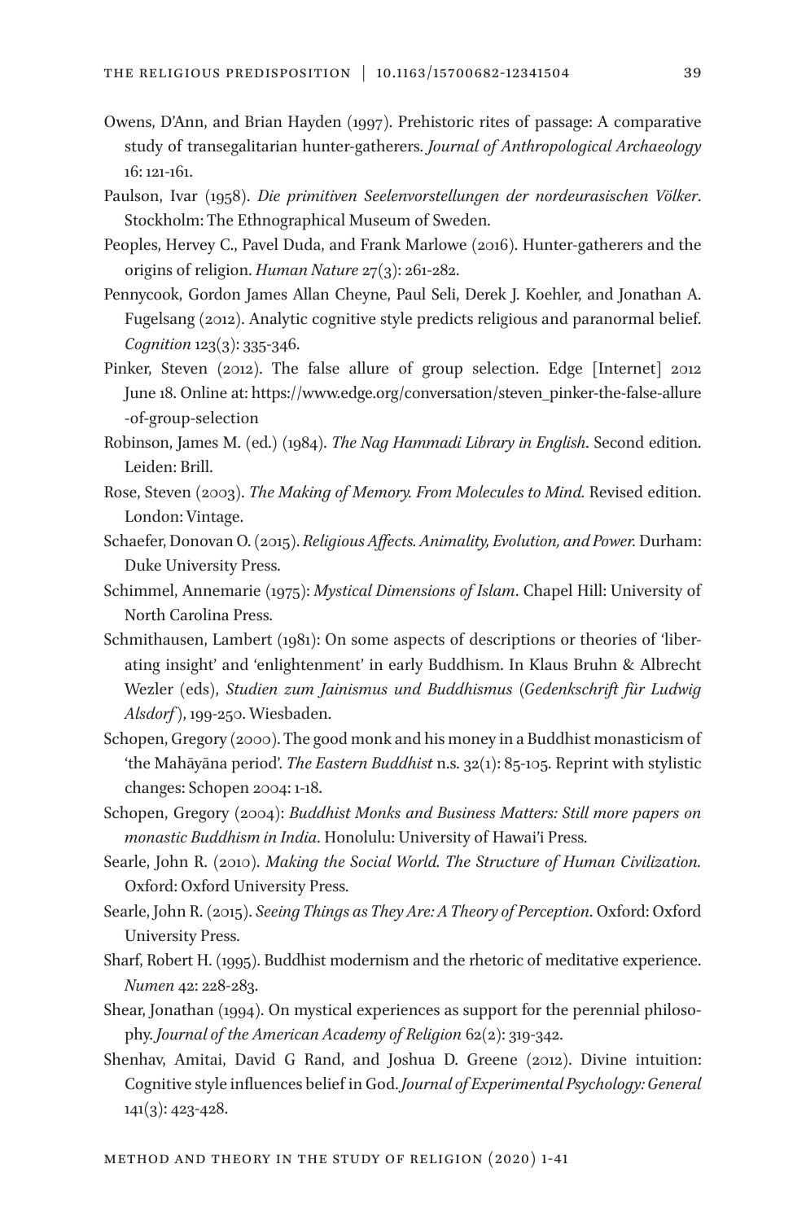Owens, D'Ann, and Brian Hayden (1997). Prehistoric rites of passage: A comparative study of transegalitarian hunter-gatherers. *Journal of Anthropological Archaeology* 16: 121-161.

Paulson, Ivar (1958). *Die primitiven Seelenvorstellungen der nordeurasischen Völker*. Stockholm: The Ethnographical Museum of Sweden.

Peoples, Hervey C., Pavel Duda, and Frank Marlowe (2016). Hunter-gatherers and the origins of religion. *Human Nature* 27(3): 261-282.

Pennycook, Gordon James Allan Cheyne, Paul Seli, Derek J. Koehler, and Jonathan A. Fugelsang (2012). Analytic cognitive style predicts religious and paranormal belief. *Cognition* 123(3): 335-346.

Pinker, Steven (2012). The false allure of group selection. Edge [Internet] 2012 June 18. Online at: https://www.edge.org/conversation/steven_pinker-the-false-allure-of-group-selection

Robinson, James M. (ed.) (1984). *The Nag Hammadi Library in English*. Second edition. Leiden: Brill.

Rose, Steven (2003). *The Making of Memory. From Molecules to Mind.* Revised edition. London: Vintage.

Schaefer, Donovan O. (2015). *Religious Affects. Animality, Evolution, and Power.* Durham: Duke University Press.

Schimmel, Annemarie (1975): *Mystical Dimensions of Islam*. Chapel Hill: University of North Carolina Press.

Schmithausen, Lambert (1981): On some aspects of descriptions or theories of 'liberating insight' and 'enlightenment' in early Buddhism. In Klaus Bruhn & Albrecht Wezler (eds), *Studien zum Jainismus und Buddhismus* (*Gedenkschrift für Ludwig Alsdorf*), 199-250. Wiesbaden.

Schopen, Gregory (2000). The good monk and his money in a Buddhist monasticism of 'the Mahāyāna period'. *The Eastern Buddhist* n.s. 32(1): 85-105. Reprint with stylistic changes: Schopen 2004: 1-18.

Schopen, Gregory (2004): *Buddhist Monks and Business Matters: Still more papers on monastic Buddhism in India*. Honolulu: University of Hawai'i Press.

Searle, John R. (2010). *Making the Social World. The Structure of Human Civilization.* Oxford: Oxford University Press.

Searle, John R. (2015). *Seeing Things as They Are: A Theory of Perception*. Oxford: Oxford University Press.

Sharf, Robert H. (1995). Buddhist modernism and the rhetoric of meditative experience. *Numen* 42: 228-283.

Shear, Jonathan (1994). On mystical experiences as support for the perennial philosophy. *Journal of the American Academy of Religion* 62(2): 319-342.

Shenhav, Amitai, David G Rand, and Joshua D. Greene (2012). Divine intuition: Cognitive style influences belief in God. *Journal of Experimental Psychology: General* 141(3): 423-428.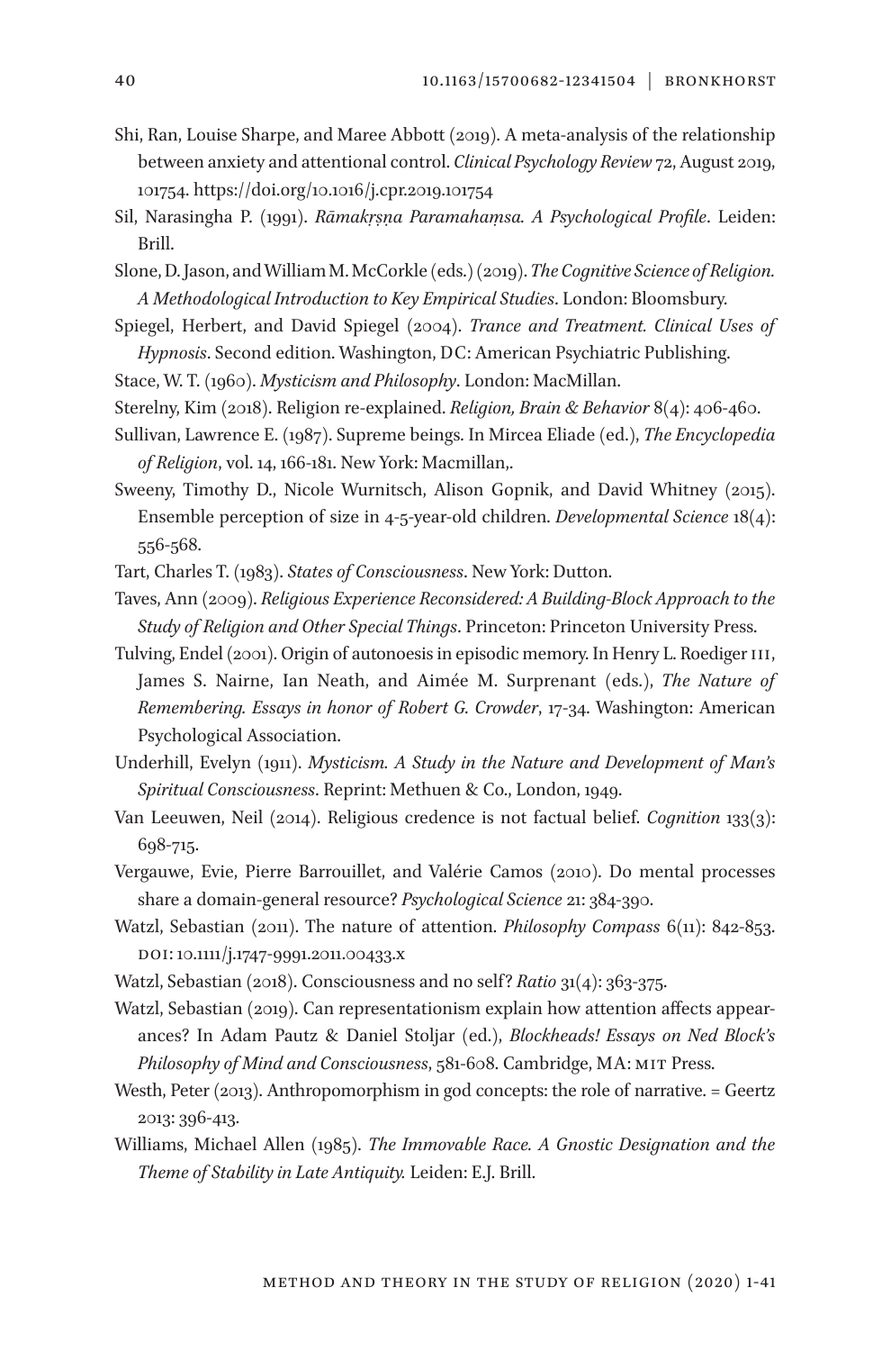Shi, Ran, Louise Sharpe, and Maree Abbott (2019). A meta-analysis of the relationship between anxiety and attentional control. *Clinical Psychology Review* 72, August 2019, 101754. https://doi.org/10.1016/j.cpr.2019.101754

Sil, Narasingha P. (1991). *Rāmakṛṣṇa Paramahaṃsa. A Psychological Profile*. Leiden: Brill.

Slone, D. Jason, and William M. McCorkle (eds.) (2019). *The Cognitive Science of Religion. A Methodological Introduction to Key Empirical Studies*. London: Bloomsbury.

Spiegel, Herbert, and David Spiegel (2004). *Trance and Treatment. Clinical Uses of Hypnosis*. Second edition. Washington, DC: American Psychiatric Publishing.

Stace, W. T. (1960). *Mysticism and Philosophy*. London: MacMillan.

Sterelny, Kim (2018). Religion re-explained. *Religion, Brain & Behavior* 8(4): 406-460.

Sullivan, Lawrence E. (1987). Supreme beings. In Mircea Eliade (ed.), *The Encyclopedia of Religion*, vol. 14, 166-181. New York: Macmillan,.

Sweeny, Timothy D., Nicole Wurnitsch, Alison Gopnik, and David Whitney (2015). Ensemble perception of size in 4-5-year-old children. *Developmental Science* 18(4): 556-568.

Tart, Charles T. (1983). *States of Consciousness*. New York: Dutton.

Taves, Ann (2009). *Religious Experience Reconsidered: A Building-Block Approach to the Study of Religion and Other Special Things*. Princeton: Princeton University Press.

Tulving, Endel (2001). Origin of autonoesis in episodic memory. In Henry L. Roediger III, James S. Nairne, Ian Neath, and Aimée M. Surprenant (eds.), *The Nature of Remembering. Essays in honor of Robert G. Crowder*, 17-34. Washington: American Psychological Association.

Underhill, Evelyn (1911). *Mysticism. A Study in the Nature and Development of Man's Spiritual Consciousness*. Reprint: Methuen & Co., London, 1949.

Van Leeuwen, Neil (2014). Religious credence is not factual belief. *Cognition* 133(3): 698-715.

Vergauwe, Evie, Pierre Barrouillet, and Valérie Camos (2010). Do mental processes share a domain-general resource? *Psychological Science* 21: 384-390.

Watzl, Sebastian (2011). The nature of attention. *Philosophy Compass* 6(11): 842-853. DOI: 10.1111/j.1747-9991.2011.00433.x

Watzl, Sebastian (2018). Consciousness and no self? *Ratio* 31(4): 363-375.

Watzl, Sebastian (2019). Can representationism explain how attention affects appearances? In Adam Pautz & Daniel Stoljar (ed.), *Blockheads! Essays on Ned Block's Philosophy of Mind and Consciousness*, 581-608. Cambridge, MA: MIT Press.

Westh, Peter (2013). Anthropomorphism in god concepts: the role of narrative. = Geertz 2013: 396-413.

Williams, Michael Allen (1985). *The Immovable Race. A Gnostic Designation and the Theme of Stability in Late Antiquity.* Leiden: E.J. Brill.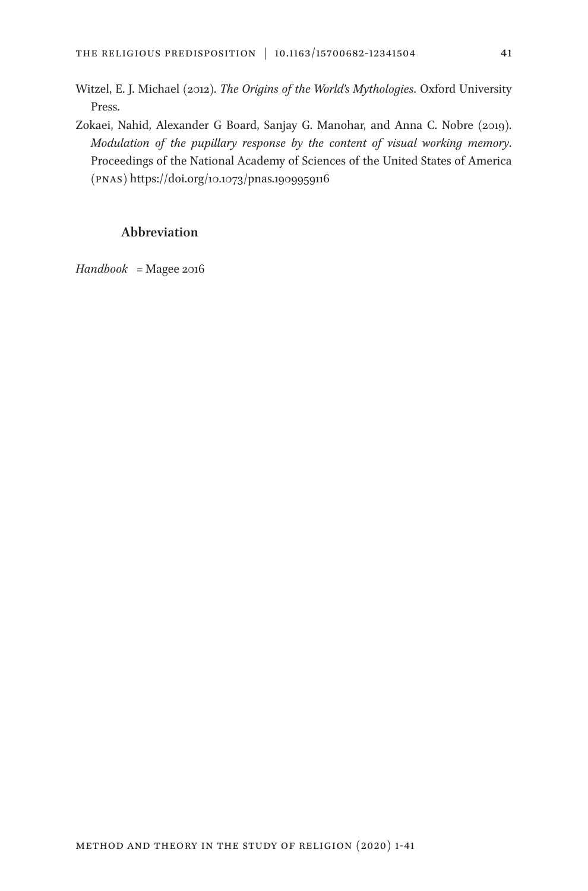Witzel, E. J. Michael (2012). *The Origins of the World's Mythologies*. Oxford University Press.

Zokaei, Nahid, Alexander G Board, Sanjay G. Manohar, and Anna C. Nobre (2019). *Modulation of the pupillary response by the content of visual working memory*. Proceedings of the National Academy of Sciences of the United States of America (PNAS) https://doi.org/10.1073/pnas.1909959116

## Abbreviation

*Handbook* = Magee 2016